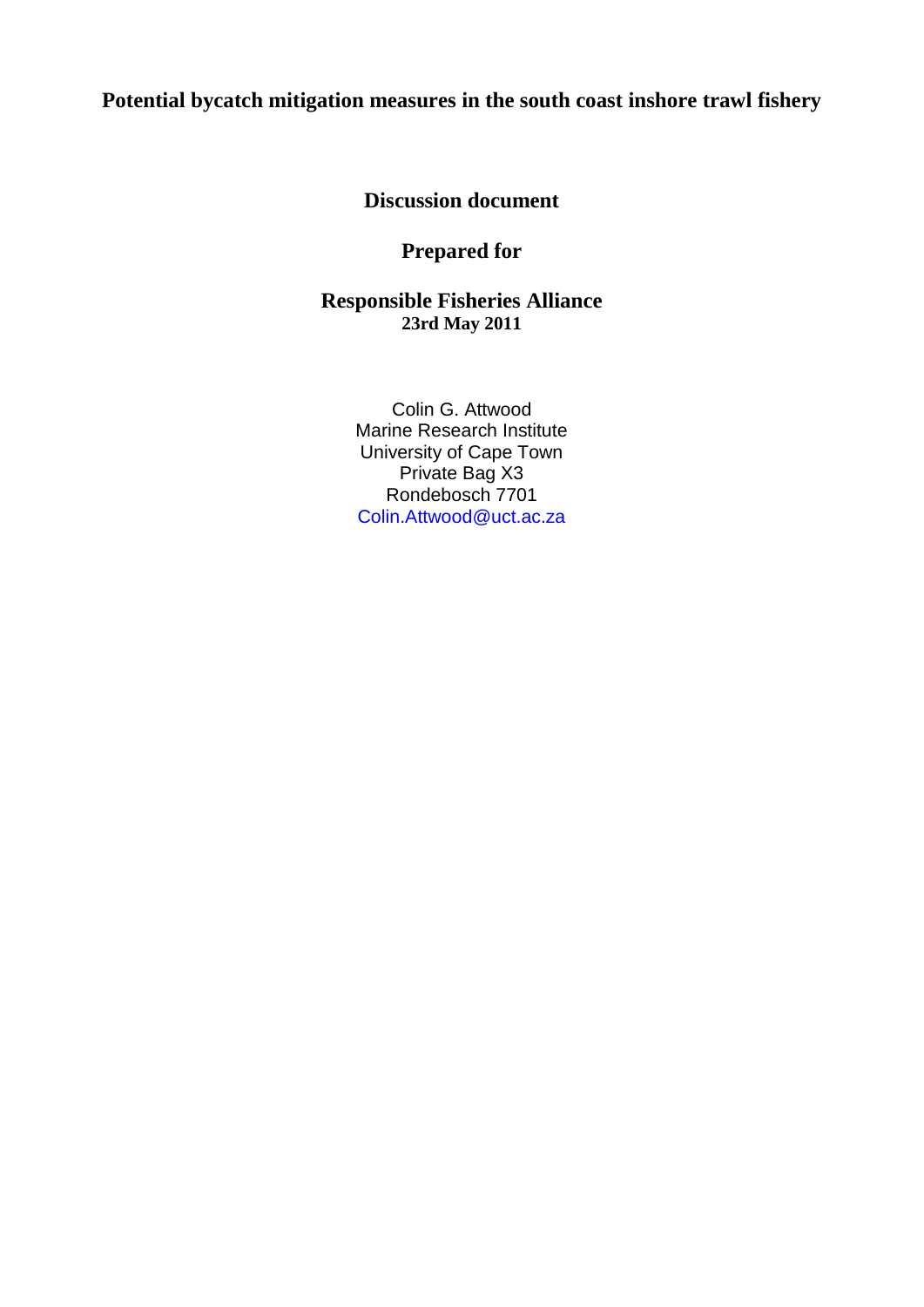# Potential bycatch mitigation measures in the south coast inshore trawl fishery

**Discussion document**

**Prepared for**

**Responsible Fisheries Alliance**
**23rd May 2011**

Colin G. Attwood
Marine Research Institute
University of Cape Town
Private Bag X3
Rondebosch 7701
Colin.Attwood@uct.ac.za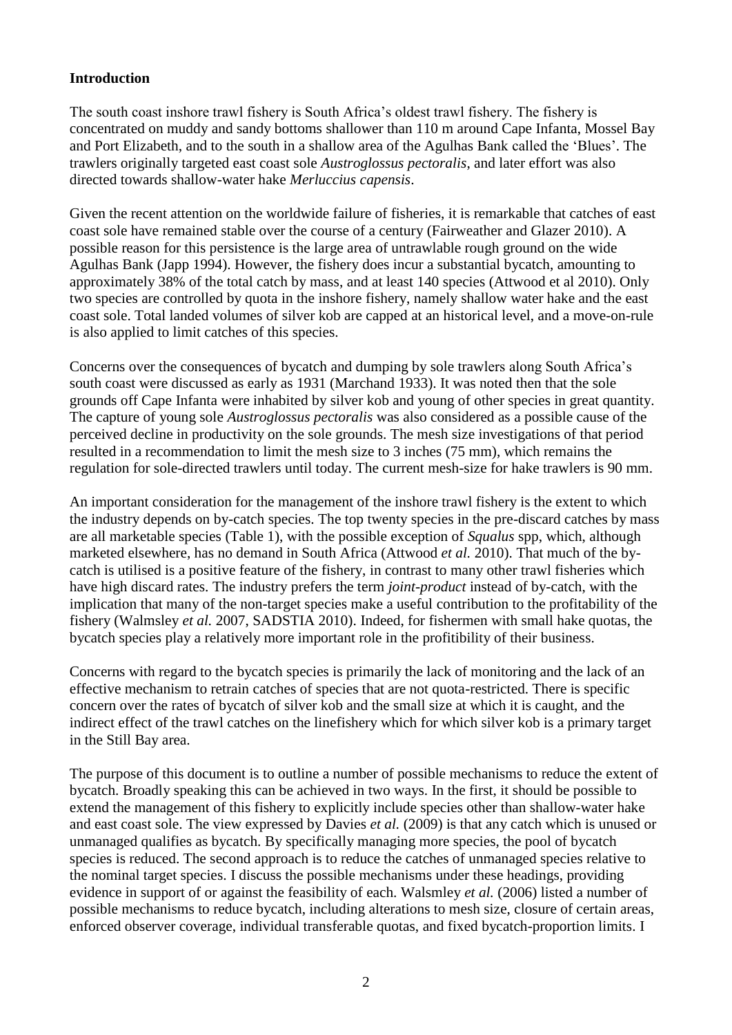## Introduction

The south coast inshore trawl fishery is South Africa's oldest trawl fishery. The fishery is concentrated on muddy and sandy bottoms shallower than 110 m around Cape Infanta, Mossel Bay and Port Elizabeth, and to the south in a shallow area of the Agulhas Bank called the 'Blues'. The trawlers originally targeted east coast sole *Austroglossus pectoralis*, and later effort was also directed towards shallow-water hake *Merluccius capensis*.

Given the recent attention on the worldwide failure of fisheries, it is remarkable that catches of east coast sole have remained stable over the course of a century (Fairweather and Glazer 2010). A possible reason for this persistence is the large area of untrawlable rough ground on the wide Agulhas Bank (Japp 1994). However, the fishery does incur a substantial bycatch, amounting to approximately 38% of the total catch by mass, and at least 140 species (Attwood et al 2010). Only two species are controlled by quota in the inshore fishery, namely shallow water hake and the east coast sole. Total landed volumes of silver kob are capped at an historical level, and a move-on-rule is also applied to limit catches of this species.

Concerns over the consequences of bycatch and dumping by sole trawlers along South Africa's south coast were discussed as early as 1931 (Marchand 1933). It was noted then that the sole grounds off Cape Infanta were inhabited by silver kob and young of other species in great quantity. The capture of young sole *Austroglossus pectoralis* was also considered as a possible cause of the perceived decline in productivity on the sole grounds. The mesh size investigations of that period resulted in a recommendation to limit the mesh size to 3 inches (75 mm), which remains the regulation for sole-directed trawlers until today. The current mesh-size for hake trawlers is 90 mm.

An important consideration for the management of the inshore trawl fishery is the extent to which the industry depends on by-catch species. The top twenty species in the pre-discard catches by mass are all marketable species (Table 1), with the possible exception of *Squalus* spp, which, although marketed elsewhere, has no demand in South Africa (Attwood *et al.* 2010). That much of the by-catch is utilised is a positive feature of the fishery, in contrast to many other trawl fisheries which have high discard rates. The industry prefers the term *joint-product* instead of by-catch, with the implication that many of the non-target species make a useful contribution to the profitability of the fishery (Walmsley *et al.* 2007, SADSTIA 2010). Indeed, for fishermen with small hake quotas, the bycatch species play a relatively more important role in the profitibility of their business.

Concerns with regard to the bycatch species is primarily the lack of monitoring and the lack of an effective mechanism to retrain catches of species that are not quota-restricted. There is specific concern over the rates of bycatch of silver kob and the small size at which it is caught, and the indirect effect of the trawl catches on the linefishery which for which silver kob is a primary target in the Still Bay area.

The purpose of this document is to outline a number of possible mechanisms to reduce the extent of bycatch. Broadly speaking this can be achieved in two ways. In the first, it should be possible to extend the management of this fishery to explicitly include species other than shallow-water hake and east coast sole. The view expressed by Davies *et al.* (2009) is that any catch which is unused or unmanaged qualifies as bycatch. By specifically managing more species, the pool of bycatch species is reduced. The second approach is to reduce the catches of unmanaged species relative to the nominal target species. I discuss the possible mechanisms under these headings, providing evidence in support of or against the feasibility of each. Walsmley *et al.* (2006) listed a number of possible mechanisms to reduce bycatch, including alterations to mesh size, closure of certain areas, enforced observer coverage, individual transferable quotas, and fixed bycatch-proportion limits. I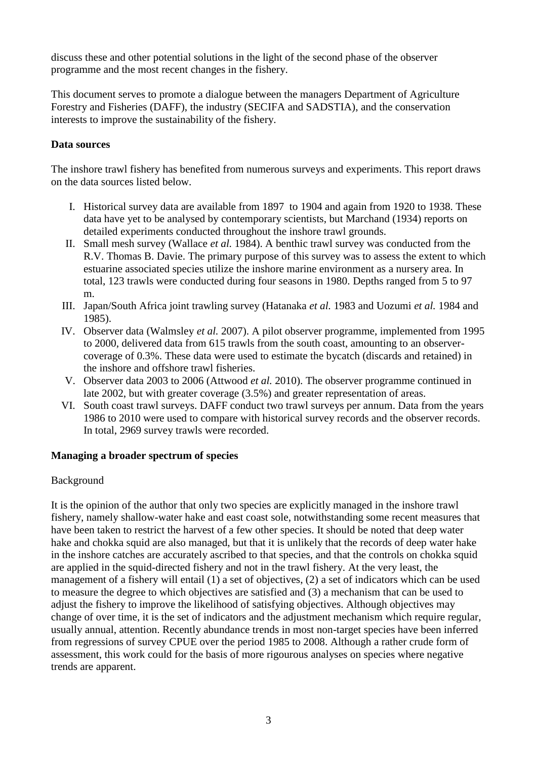discuss these and other potential solutions in the light of the second phase of the observer programme and the most recent changes in the fishery.

This document serves to promote a dialogue between the managers Department of Agriculture Forestry and Fisheries (DAFF), the industry (SECIFA and SADSTIA), and the conservation interests to improve the sustainability of the fishery.

**Data sources**

The inshore trawl fishery has benefited from numerous surveys and experiments. This report draws on the data sources listed below.

I. Historical survey data are available from 1897 to 1904 and again from 1920 to 1938. These data have yet to be analysed by contemporary scientists, but Marchand (1934) reports on detailed experiments conducted throughout the inshore trawl grounds.
II. Small mesh survey (Wallace *et al.* 1984). A benthic trawl survey was conducted from the R.V. Thomas B. Davie. The primary purpose of this survey was to assess the extent to which estuarine associated species utilize the inshore marine environment as a nursery area. In total, 123 trawls were conducted during four seasons in 1980. Depths ranged from 5 to 97 m.
III. Japan/South Africa joint trawling survey (Hatanaka *et al.* 1983 and Uozumi *et al.* 1984 and 1985).
IV. Observer data (Walmsley *et al.* 2007). A pilot observer programme, implemented from 1995 to 2000, delivered data from 615 trawls from the south coast, amounting to an observer-coverage of 0.3%. These data were used to estimate the bycatch (discards and retained) in the inshore and offshore trawl fisheries.
V. Observer data 2003 to 2006 (Attwood *et al.* 2010). The observer programme continued in late 2002, but with greater coverage (3.5%) and greater representation of areas.
VI. South coast trawl surveys. DAFF conduct two trawl surveys per annum. Data from the years 1986 to 2010 were used to compare with historical survey records and the observer records. In total, 2969 survey trawls were recorded.

**Managing a broader spectrum of species**

Background

It is the opinion of the author that only two species are explicitly managed in the inshore trawl fishery, namely shallow-water hake and east coast sole, notwithstanding some recent measures that have been taken to restrict the harvest of a few other species. It should be noted that deep water hake and chokka squid are also managed, but that it is unlikely that the records of deep water hake in the inshore catches are accurately ascribed to that species, and that the controls on chokka squid are applied in the squid-directed fishery and not in the trawl fishery. At the very least, the management of a fishery will entail (1) a set of objectives, (2) a set of indicators which can be used to measure the degree to which objectives are satisfied and (3) a mechanism that can be used to adjust the fishery to improve the likelihood of satisfying objectives. Although objectives may change of over time, it is the set of indicators and the adjustment mechanism which require regular, usually annual, attention. Recently abundance trends in most non-target species have been inferred from regressions of survey CPUE over the period 1985 to 2008. Although a rather crude form of assessment, this work could for the basis of more rigourous analyses on species where negative trends are apparent.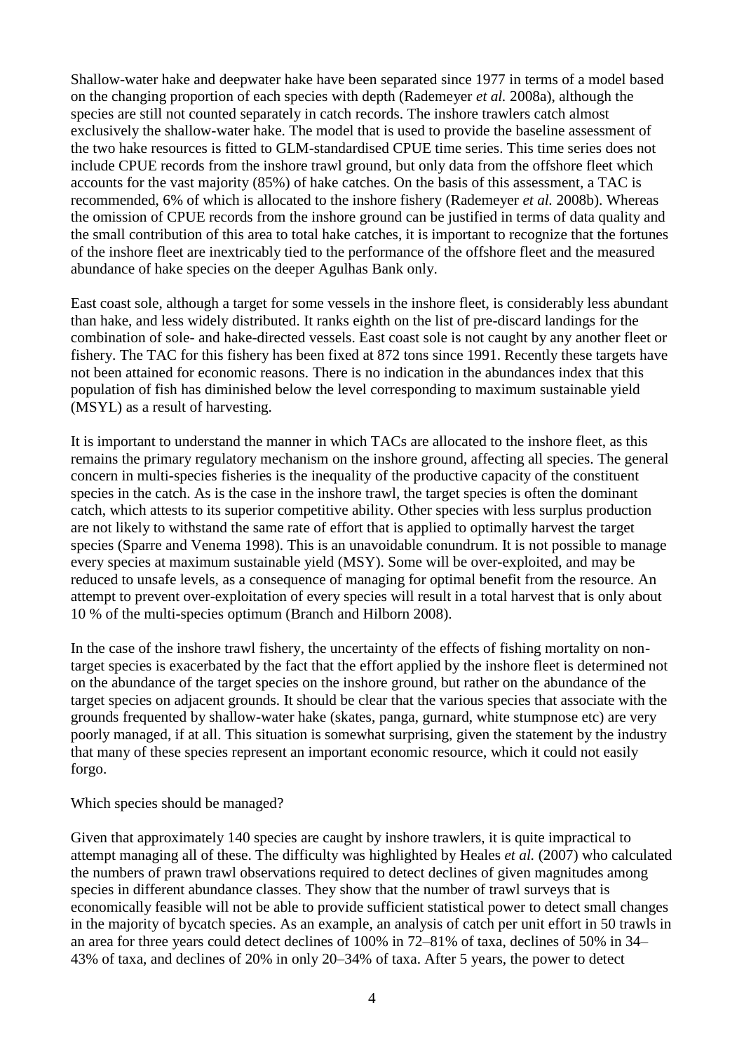Shallow-water hake and deepwater hake have been separated since 1977 in terms of a model based on the changing proportion of each species with depth (Rademeyer *et al.* 2008a), although the species are still not counted separately in catch records. The inshore trawlers catch almost exclusively the shallow-water hake. The model that is used to provide the baseline assessment of the two hake resources is fitted to GLM-standardised CPUE time series. This time series does not include CPUE records from the inshore trawl ground, but only data from the offshore fleet which accounts for the vast majority (85%) of hake catches. On the basis of this assessment, a TAC is recommended, 6% of which is allocated to the inshore fishery (Rademeyer *et al.* 2008b). Whereas the omission of CPUE records from the inshore ground can be justified in terms of data quality and the small contribution of this area to total hake catches, it is important to recognize that the fortunes of the inshore fleet are inextricably tied to the performance of the offshore fleet and the measured abundance of hake species on the deeper Agulhas Bank only.

East coast sole, although a target for some vessels in the inshore fleet, is considerably less abundant than hake, and less widely distributed. It ranks eighth on the list of pre-discard landings for the combination of sole- and hake-directed vessels. East coast sole is not caught by any another fleet or fishery. The TAC for this fishery has been fixed at 872 tons since 1991. Recently these targets have not been attained for economic reasons. There is no indication in the abundances index that this population of fish has diminished below the level corresponding to maximum sustainable yield (MSYL) as a result of harvesting.

It is important to understand the manner in which TACs are allocated to the inshore fleet, as this remains the primary regulatory mechanism on the inshore ground, affecting all species. The general concern in multi-species fisheries is the inequality of the productive capacity of the constituent species in the catch. As is the case in the inshore trawl, the target species is often the dominant catch, which attests to its superior competitive ability. Other species with less surplus production are not likely to withstand the same rate of effort that is applied to optimally harvest the target species (Sparre and Venema 1998). This is an unavoidable conundrum. It is not possible to manage every species at maximum sustainable yield (MSY). Some will be over-exploited, and may be reduced to unsafe levels, as a consequence of managing for optimal benefit from the resource. An attempt to prevent over-exploitation of every species will result in a total harvest that is only about 10 % of the multi-species optimum (Branch and Hilborn 2008).

In the case of the inshore trawl fishery, the uncertainty of the effects of fishing mortality on non-target species is exacerbated by the fact that the effort applied by the inshore fleet is determined not on the abundance of the target species on the inshore ground, but rather on the abundance of the target species on adjacent grounds. It should be clear that the various species that associate with the grounds frequented by shallow-water hake (skates, panga, gurnard, white stumpnose etc) are very poorly managed, if at all. This situation is somewhat surprising, given the statement by the industry that many of these species represent an important economic resource, which it could not easily forgo.

Which species should be managed?

Given that approximately 140 species are caught by inshore trawlers, it is quite impractical to attempt managing all of these. The difficulty was highlighted by Heales *et al.* (2007) who calculated the numbers of prawn trawl observations required to detect declines of given magnitudes among species in different abundance classes. They show that the number of trawl surveys that is economically feasible will not be able to provide sufficient statistical power to detect small changes in the majority of bycatch species. As an example, an analysis of catch per unit effort in 50 trawls in an area for three years could detect declines of 100% in 72–81% of taxa, declines of 50% in 34–43% of taxa, and declines of 20% in only 20–34% of taxa. After 5 years, the power to detect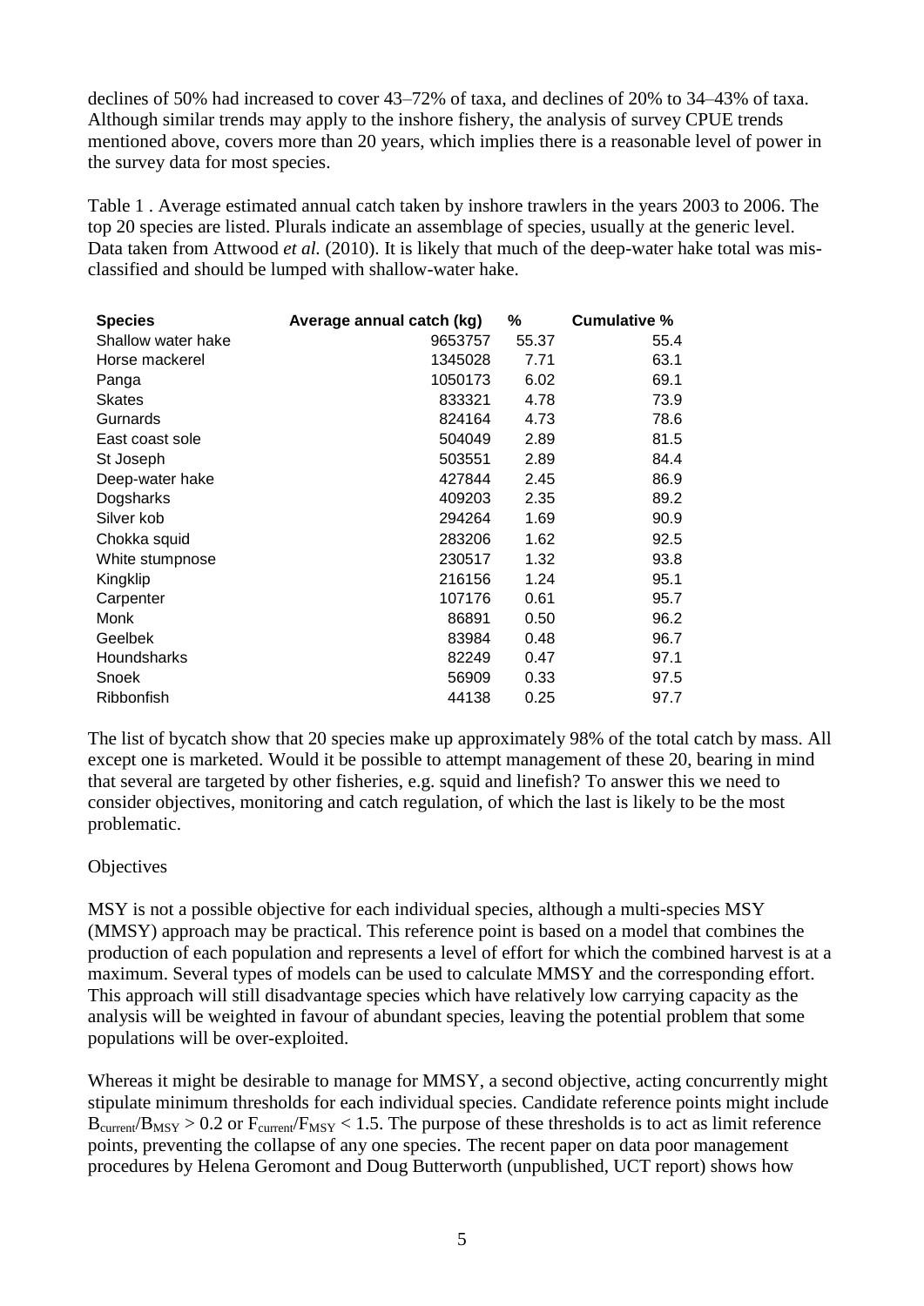declines of 50% had increased to cover 43–72% of taxa, and declines of 20% to 34–43% of taxa. Although similar trends may apply to the inshore fishery, the analysis of survey CPUE trends mentioned above, covers more than 20 years, which implies there is a reasonable level of power in the survey data for most species.

Table 1 . Average estimated annual catch taken by inshore trawlers in the years 2003 to 2006. The top 20 species are listed. Plurals indicate an assemblage of species, usually at the generic level. Data taken from Attwood *et al.* (2010). It is likely that much of the deep-water hake total was mis-classified and should be lumped with shallow-water hake.

| Species | Average annual catch (kg) | % | Cumulative % |
|---|---|---|---|
| Shallow water hake | 9653757 | 55.37 | 55.4 |
| Horse mackerel | 1345028 | 7.71 | 63.1 |
| Panga | 1050173 | 6.02 | 69.1 |
| Skates | 833321 | 4.78 | 73.9 |
| Gurnards | 824164 | 4.73 | 78.6 |
| East coast sole | 504049 | 2.89 | 81.5 |
| St Joseph | 503551 | 2.89 | 84.4 |
| Deep-water hake | 427844 | 2.45 | 86.9 |
| Dogsharks | 409203 | 2.35 | 89.2 |
| Silver kob | 294264 | 1.69 | 90.9 |
| Chokka squid | 283206 | 1.62 | 92.5 |
| White stumpnose | 230517 | 1.32 | 93.8 |
| Kingklip | 216156 | 1.24 | 95.1 |
| Carpenter | 107176 | 0.61 | 95.7 |
| Monk | 86891 | 0.50 | 96.2 |
| Geelbek | 83984 | 0.48 | 96.7 |
| Houndsharks | 82249 | 0.47 | 97.1 |
| Snoek | 56909 | 0.33 | 97.5 |
| Ribbonfish | 44138 | 0.25 | 97.7 |

The list of bycatch show that 20 species make up approximately 98% of the total catch by mass. All except one is marketed. Would it be possible to attempt management of these 20, bearing in mind that several are targeted by other fisheries, e.g. squid and linefish? To answer this we need to consider objectives, monitoring and catch regulation, of which the last is likely to be the most problematic.

Objectives

MSY is not a possible objective for each individual species, although a multi-species MSY (MMSY) approach may be practical. This reference point is based on a model that combines the production of each population and represents a level of effort for which the combined harvest is at a maximum. Several types of models can be used to calculate MMSY and the corresponding effort. This approach will still disadvantage species which have relatively low carrying capacity as the analysis will be weighted in favour of abundant species, leaving the potential problem that some populations will be over-exploited.

Whereas it might be desirable to manage for MMSY, a second objective, acting concurrently might stipulate minimum thresholds for each individual species. Candidate reference points might include $B_{current}/B_{MSY} > 0.2$ or $F_{current}/F_{MSY} < 1.5$. The purpose of these thresholds is to act as limit reference points, preventing the collapse of any one species. The recent paper on data poor management procedures by Helena Geromont and Doug Butterworth (unpublished, UCT report) shows how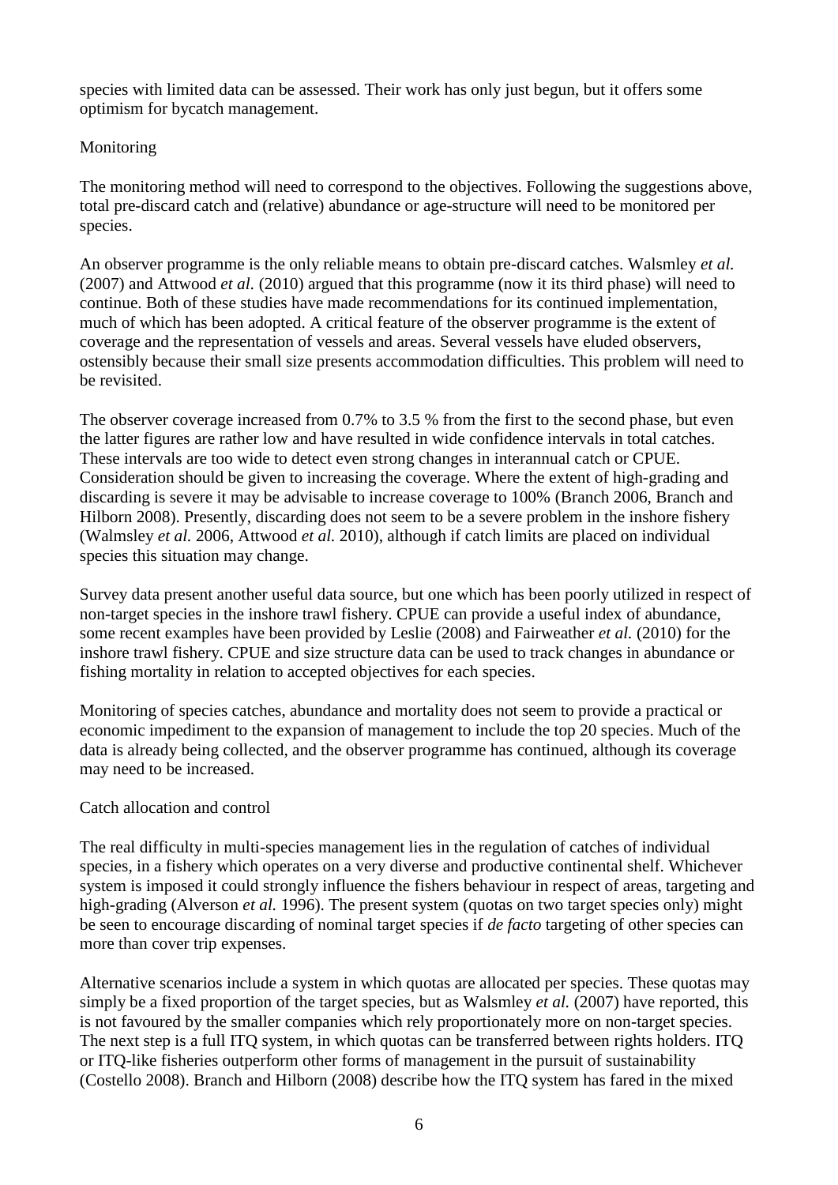species with limited data can be assessed. Their work has only just begun, but it offers some optimism for bycatch management.

## Monitoring

The monitoring method will need to correspond to the objectives. Following the suggestions above, total pre-discard catch and (relative) abundance or age-structure will need to be monitored per species.

An observer programme is the only reliable means to obtain pre-discard catches. Walsmley *et al.* (2007) and Attwood *et al.* (2010) argued that this programme (now it its third phase) will need to continue. Both of these studies have made recommendations for its continued implementation, much of which has been adopted. A critical feature of the observer programme is the extent of coverage and the representation of vessels and areas. Several vessels have eluded observers, ostensibly because their small size presents accommodation difficulties. This problem will need to be revisited.

The observer coverage increased from 0.7% to 3.5 % from the first to the second phase, but even the latter figures are rather low and have resulted in wide confidence intervals in total catches. These intervals are too wide to detect even strong changes in interannual catch or CPUE. Consideration should be given to increasing the coverage. Where the extent of high-grading and discarding is severe it may be advisable to increase coverage to 100% (Branch 2006, Branch and Hilborn 2008). Presently, discarding does not seem to be a severe problem in the inshore fishery (Walmsley *et al.* 2006, Attwood *et al.* 2010), although if catch limits are placed on individual species this situation may change.

Survey data present another useful data source, but one which has been poorly utilized in respect of non-target species in the inshore trawl fishery. CPUE can provide a useful index of abundance, some recent examples have been provided by Leslie (2008) and Fairweather *et al.* (2010) for the inshore trawl fishery. CPUE and size structure data can be used to track changes in abundance or fishing mortality in relation to accepted objectives for each species.

Monitoring of species catches, abundance and mortality does not seem to provide a practical or economic impediment to the expansion of management to include the top 20 species. Much of the data is already being collected, and the observer programme has continued, although its coverage may need to be increased.

## Catch allocation and control

The real difficulty in multi-species management lies in the regulation of catches of individual species, in a fishery which operates on a very diverse and productive continental shelf. Whichever system is imposed it could strongly influence the fishers behaviour in respect of areas, targeting and high-grading (Alverson *et al.* 1996). The present system (quotas on two target species only) might be seen to encourage discarding of nominal target species if *de facto* targeting of other species can more than cover trip expenses.

Alternative scenarios include a system in which quotas are allocated per species. These quotas may simply be a fixed proportion of the target species, but as Walsmley *et al.* (2007) have reported, this is not favoured by the smaller companies which rely proportionately more on non-target species. The next step is a full ITQ system, in which quotas can be transferred between rights holders. ITQ or ITQ-like fisheries outperform other forms of management in the pursuit of sustainability (Costello 2008). Branch and Hilborn (2008) describe how the ITQ system has fared in the mixed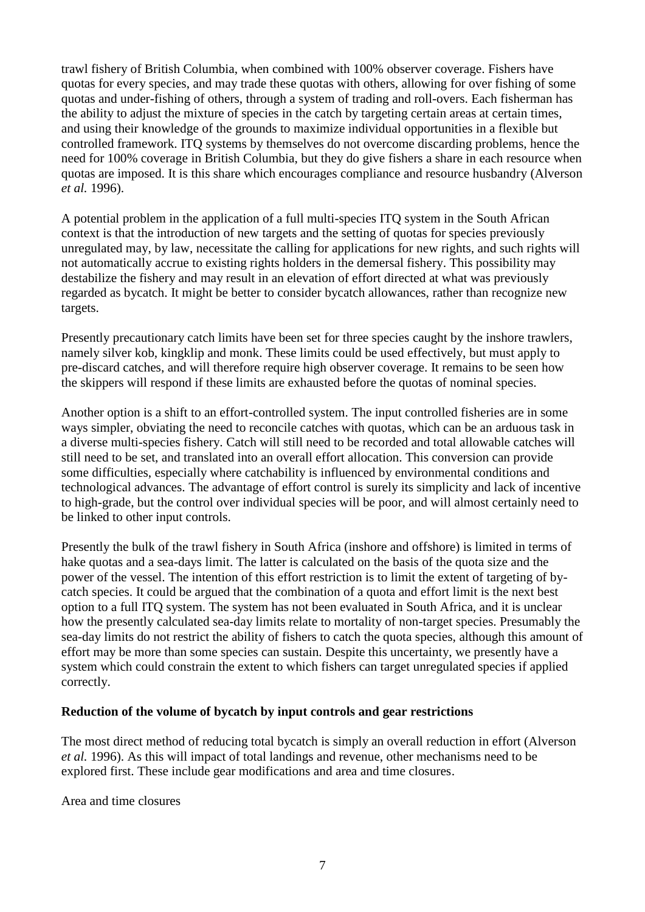trawl fishery of British Columbia, when combined with 100% observer coverage. Fishers have quotas for every species, and may trade these quotas with others, allowing for over fishing of some quotas and under-fishing of others, through a system of trading and roll-overs. Each fisherman has the ability to adjust the mixture of species in the catch by targeting certain areas at certain times, and using their knowledge of the grounds to maximize individual opportunities in a flexible but controlled framework. ITQ systems by themselves do not overcome discarding problems, hence the need for 100% coverage in British Columbia, but they do give fishers a share in each resource when quotas are imposed. It is this share which encourages compliance and resource husbandry (Alverson *et al.* 1996).

A potential problem in the application of a full multi-species ITQ system in the South African context is that the introduction of new targets and the setting of quotas for species previously unregulated may, by law, necessitate the calling for applications for new rights, and such rights will not automatically accrue to existing rights holders in the demersal fishery. This possibility may destabilize the fishery and may result in an elevation of effort directed at what was previously regarded as bycatch. It might be better to consider bycatch allowances, rather than recognize new targets.

Presently precautionary catch limits have been set for three species caught by the inshore trawlers, namely silver kob, kingklip and monk. These limits could be used effectively, but must apply to pre-discard catches, and will therefore require high observer coverage. It remains to be seen how the skippers will respond if these limits are exhausted before the quotas of nominal species.

Another option is a shift to an effort-controlled system. The input controlled fisheries are in some ways simpler, obviating the need to reconcile catches with quotas, which can be an arduous task in a diverse multi-species fishery. Catch will still need to be recorded and total allowable catches will still need to be set, and translated into an overall effort allocation. This conversion can provide some difficulties, especially where catchability is influenced by environmental conditions and technological advances. The advantage of effort control is surely its simplicity and lack of incentive to high-grade, but the control over individual species will be poor, and will almost certainly need to be linked to other input controls.

Presently the bulk of the trawl fishery in South Africa (inshore and offshore) is limited in terms of hake quotas and a sea-days limit. The latter is calculated on the basis of the quota size and the power of the vessel. The intention of this effort restriction is to limit the extent of targeting of by-catch species. It could be argued that the combination of a quota and effort limit is the next best option to a full ITQ system. The system has not been evaluated in South Africa, and it is unclear how the presently calculated sea-day limits relate to mortality of non-target species. Presumably the sea-day limits do not restrict the ability of fishers to catch the quota species, although this amount of effort may be more than some species can sustain. Despite this uncertainty, we presently have a system which could constrain the extent to which fishers can target unregulated species if applied correctly.

**Reduction of the volume of bycatch by input controls and gear restrictions**

The most direct method of reducing total bycatch is simply an overall reduction in effort (Alverson *et al.* 1996). As this will impact of total landings and revenue, other mechanisms need to be explored first. These include gear modifications and area and time closures.

Area and time closures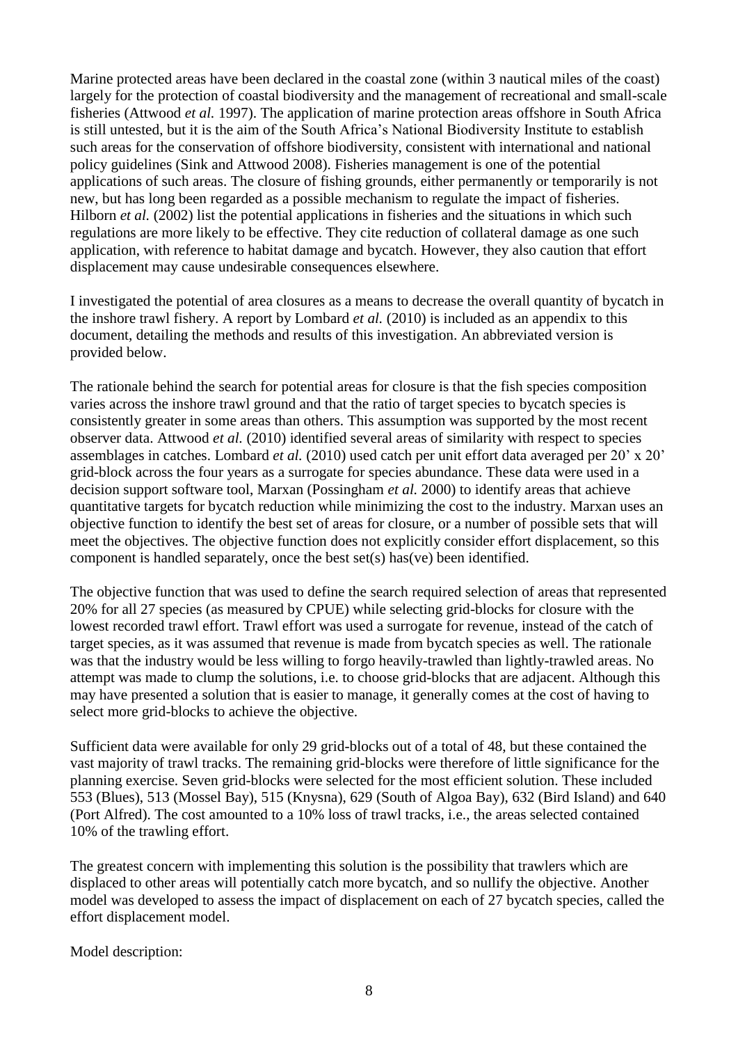Marine protected areas have been declared in the coastal zone (within 3 nautical miles of the coast) largely for the protection of coastal biodiversity and the management of recreational and small-scale fisheries (Attwood *et al.* 1997). The application of marine protection areas offshore in South Africa is still untested, but it is the aim of the South Africa's National Biodiversity Institute to establish such areas for the conservation of offshore biodiversity, consistent with international and national policy guidelines (Sink and Attwood 2008). Fisheries management is one of the potential applications of such areas. The closure of fishing grounds, either permanently or temporarily is not new, but has long been regarded as a possible mechanism to regulate the impact of fisheries. Hilborn *et al.* (2002) list the potential applications in fisheries and the situations in which such regulations are more likely to be effective. They cite reduction of collateral damage as one such application, with reference to habitat damage and bycatch. However, they also caution that effort displacement may cause undesirable consequences elsewhere.

I investigated the potential of area closures as a means to decrease the overall quantity of bycatch in the inshore trawl fishery. A report by Lombard *et al.* (2010) is included as an appendix to this document, detailing the methods and results of this investigation. An abbreviated version is provided below.

The rationale behind the search for potential areas for closure is that the fish species composition varies across the inshore trawl ground and that the ratio of target species to bycatch species is consistently greater in some areas than others. This assumption was supported by the most recent observer data. Attwood *et al.* (2010) identified several areas of similarity with respect to species assemblages in catches. Lombard *et al.* (2010) used catch per unit effort data averaged per 20' x 20' grid-block across the four years as a surrogate for species abundance. These data were used in a decision support software tool, Marxan (Possingham *et al.* 2000) to identify areas that achieve quantitative targets for bycatch reduction while minimizing the cost to the industry. Marxan uses an objective function to identify the best set of areas for closure, or a number of possible sets that will meet the objectives. The objective function does not explicitly consider effort displacement, so this component is handled separately, once the best set(s) has(ve) been identified.

The objective function that was used to define the search required selection of areas that represented 20% for all 27 species (as measured by CPUE) while selecting grid-blocks for closure with the lowest recorded trawl effort. Trawl effort was used a surrogate for revenue, instead of the catch of target species, as it was assumed that revenue is made from bycatch species as well. The rationale was that the industry would be less willing to forgo heavily-trawled than lightly-trawled areas. No attempt was made to clump the solutions, i.e. to choose grid-blocks that are adjacent. Although this may have presented a solution that is easier to manage, it generally comes at the cost of having to select more grid-blocks to achieve the objective.

Sufficient data were available for only 29 grid-blocks out of a total of 48, but these contained the vast majority of trawl tracks. The remaining grid-blocks were therefore of little significance for the planning exercise. Seven grid-blocks were selected for the most efficient solution. These included 553 (Blues), 513 (Mossel Bay), 515 (Knysna), 629 (South of Algoa Bay), 632 (Bird Island) and 640 (Port Alfred). The cost amounted to a 10% loss of trawl tracks, i.e., the areas selected contained 10% of the trawling effort.

The greatest concern with implementing this solution is the possibility that trawlers which are displaced to other areas will potentially catch more bycatch, and so nullify the objective. Another model was developed to assess the impact of displacement on each of 27 bycatch species, called the effort displacement model.

Model description: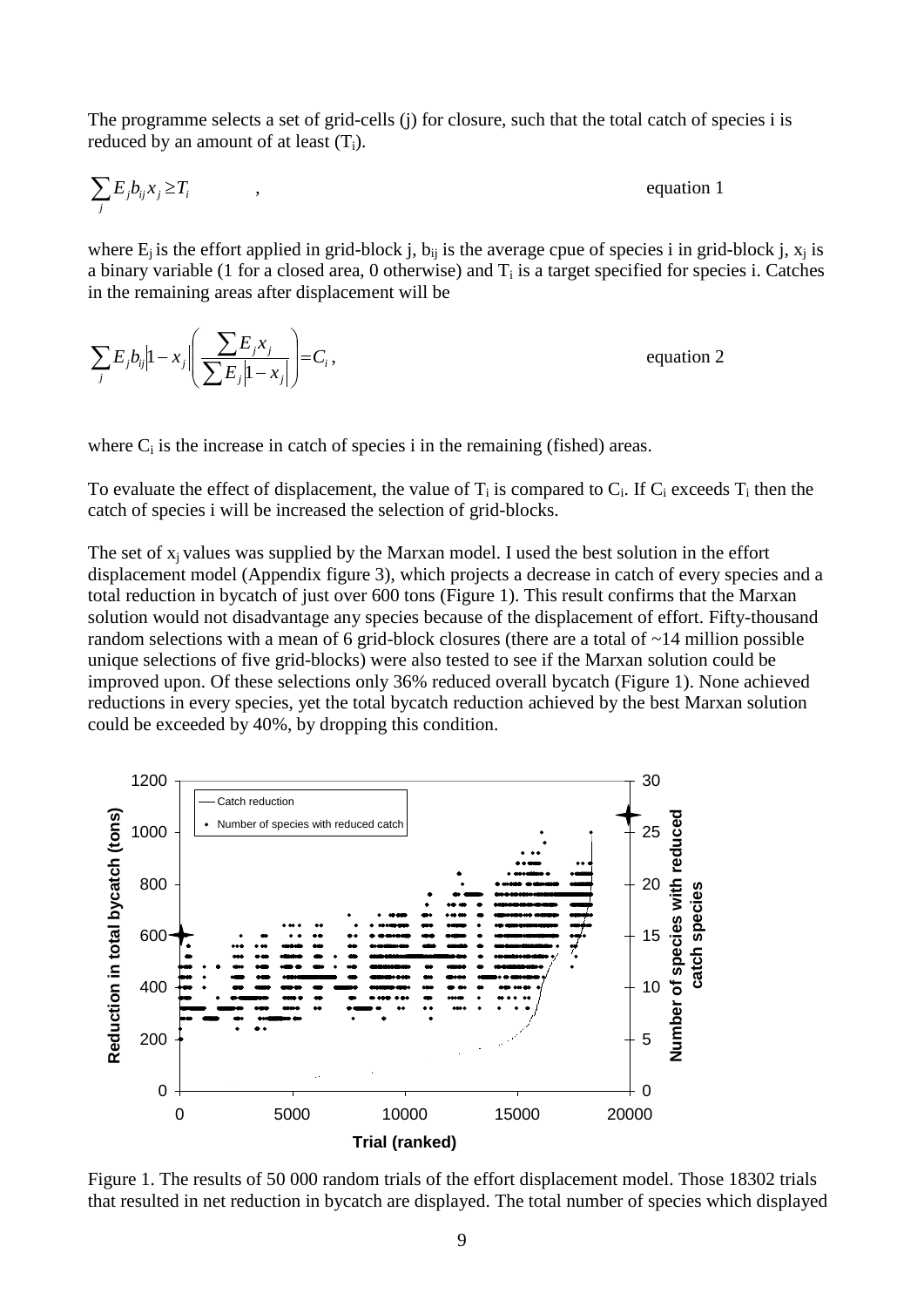The programme selects a set of grid-cells (j) for closure, such that the total catch of species i is reduced by an amount of at least ($T_i$).

$$\sum_j E_j b_{ij} x_j \geq T_i \quad , \qquad \text{equation 1}$$

where $E_j$ is the effort applied in grid-block j, $b_{ij}$ is the average cpue of species i in grid-block j, $x_j$ is a binary variable (1 for a closed area, 0 otherwise) and $T_i$ is a target specified for species i. Catches in the remaining areas after displacement will be

$$\sum_j E_j b_{ij} \left|1 - x_j\right| \left( \frac{\sum E_j x_j}{\sum E_j \left|1 - x_j\right|} \right) = C_i \, , \qquad \text{equation 2}$$

where $C_i$ is the increase in catch of species i in the remaining (fished) areas.

To evaluate the effect of displacement, the value of $T_i$ is compared to $C_i$. If $C_i$ exceeds $T_i$ then the catch of species i will be increased the selection of grid-blocks.

The set of $x_j$ values was supplied by the Marxan model. I used the best solution in the effort displacement model (Appendix figure 3), which projects a decrease in catch of every species and a total reduction in bycatch of just over 600 tons (Figure 1). This result confirms that the Marxan solution would not disadvantage any species because of the displacement of effort. Fifty-thousand random selections with a mean of 6 grid-block closures (there are a total of ~14 million possible unique selections of five grid-blocks) were also tested to see if the Marxan solution could be improved upon. Of these selections only 36% reduced overall bycatch (Figure 1). None achieved reductions in every species, yet the total bycatch reduction achieved by the best Marxan solution could be exceeded by 40%, by dropping this condition.

Figure 1. The results of 50 000 random trials of the effort displacement model. Those 18302 trials that resulted in net reduction in bycatch are displayed. The total number of species which displayed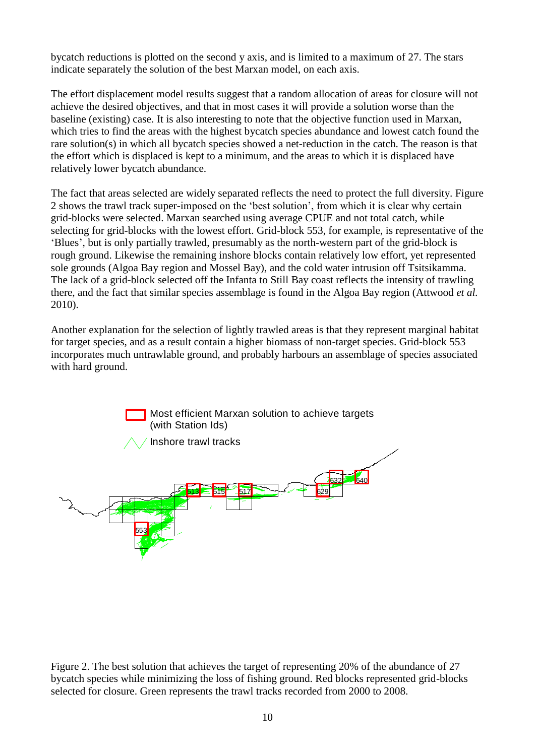bycatch reductions is plotted on the second y axis, and is limited to a maximum of 27. The stars indicate separately the solution of the best Marxan model, on each axis.

The effort displacement model results suggest that a random allocation of areas for closure will not achieve the desired objectives, and that in most cases it will provide a solution worse than the baseline (existing) case. It is also interesting to note that the objective function used in Marxan, which tries to find the areas with the highest bycatch species abundance and lowest catch found the rare solution(s) in which all bycatch species showed a net-reduction in the catch. The reason is that the effort which is displaced is kept to a minimum, and the areas to which it is displaced have relatively lower bycatch abundance.

The fact that areas selected are widely separated reflects the need to protect the full diversity. Figure 2 shows the trawl track super-imposed on the 'best solution', from which it is clear why certain grid-blocks were selected. Marxan searched using average CPUE and not total catch, while selecting for grid-blocks with the lowest effort. Grid-block 553, for example, is representative of the 'Blues', but is only partially trawled, presumably as the north-western part of the grid-block is rough ground. Likewise the remaining inshore blocks contain relatively low effort, yet represented sole grounds (Algoa Bay region and Mossel Bay), and the cold water intrusion off Tsitsikamma. The lack of a grid-block selected off the Infanta to Still Bay coast reflects the intensity of trawling there, and the fact that similar species assemblage is found in the Algoa Bay region (Attwood *et al.* 2010).

Another explanation for the selection of lightly trawled areas is that they represent marginal habitat for target species, and as a result contain a higher biomass of non-target species. Grid-block 553 incorporates much untrawlable ground, and probably harbours an assemblage of species associated with hard ground.

Most efficient Marxan solution to achieve targets (with Station Ids)

Inshore trawl tracks

513 515 517 553 629 632 640

Figure 2. The best solution that achieves the target of representing 20% of the abundance of 27 bycatch species while minimizing the loss of fishing ground. Red blocks represented grid-blocks selected for closure. Green represents the trawl tracks recorded from 2000 to 2008.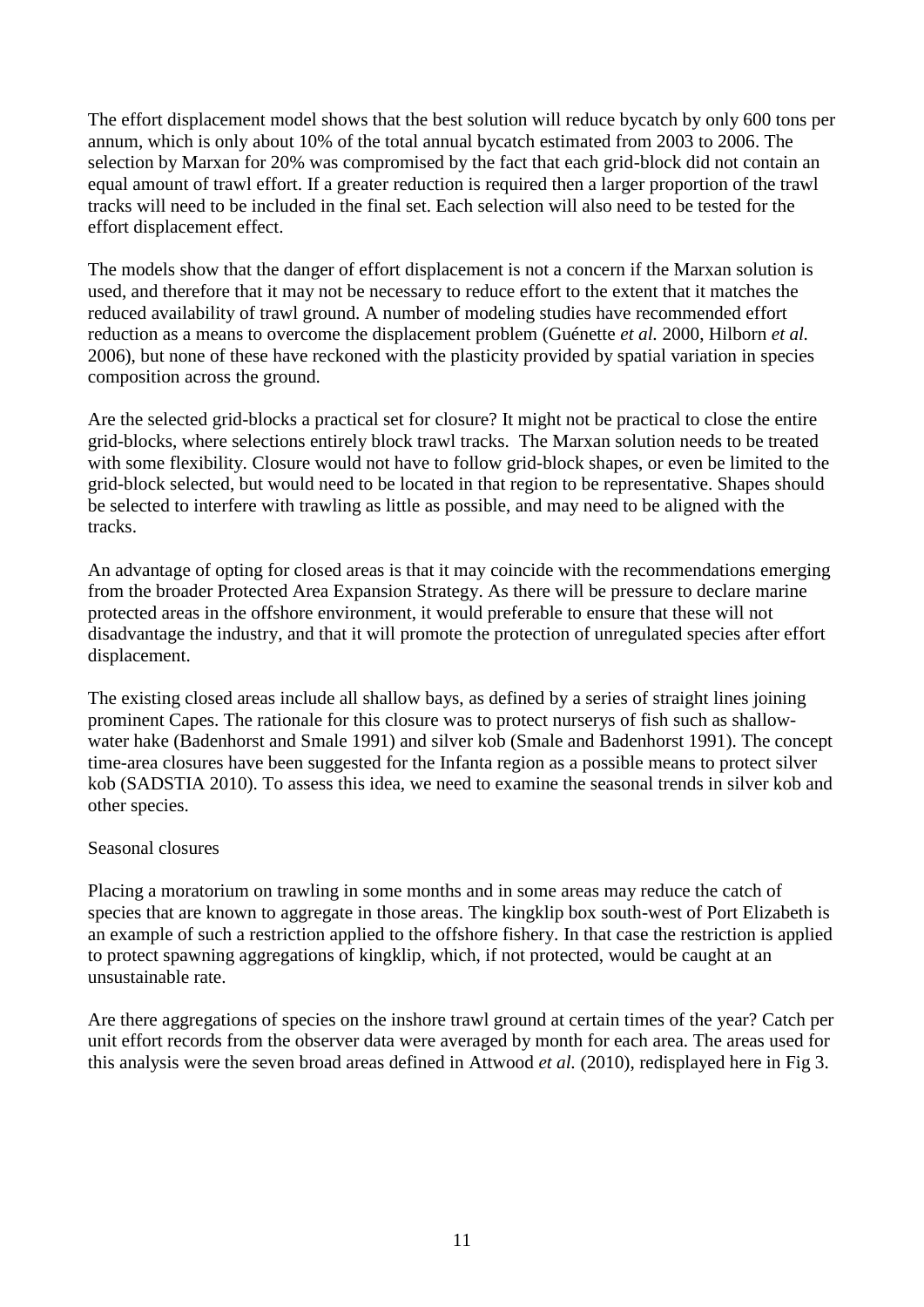The effort displacement model shows that the best solution will reduce bycatch by only 600 tons per annum, which is only about 10% of the total annual bycatch estimated from 2003 to 2006. The selection by Marxan for 20% was compromised by the fact that each grid-block did not contain an equal amount of trawl effort. If a greater reduction is required then a larger proportion of the trawl tracks will need to be included in the final set. Each selection will also need to be tested for the effort displacement effect.

The models show that the danger of effort displacement is not a concern if the Marxan solution is used, and therefore that it may not be necessary to reduce effort to the extent that it matches the reduced availability of trawl ground. A number of modeling studies have recommended effort reduction as a means to overcome the displacement problem (Guénette *et al.* 2000, Hilborn *et al.* 2006), but none of these have reckoned with the plasticity provided by spatial variation in species composition across the ground.

Are the selected grid-blocks a practical set for closure? It might not be practical to close the entire grid-blocks, where selections entirely block trawl tracks. The Marxan solution needs to be treated with some flexibility. Closure would not have to follow grid-block shapes, or even be limited to the grid-block selected, but would need to be located in that region to be representative. Shapes should be selected to interfere with trawling as little as possible, and may need to be aligned with the tracks.

An advantage of opting for closed areas is that it may coincide with the recommendations emerging from the broader Protected Area Expansion Strategy. As there will be pressure to declare marine protected areas in the offshore environment, it would preferable to ensure that these will not disadvantage the industry, and that it will promote the protection of unregulated species after effort displacement.

The existing closed areas include all shallow bays, as defined by a series of straight lines joining prominent Capes. The rationale for this closure was to protect nurserys of fish such as shallow-water hake (Badenhorst and Smale 1991) and silver kob (Smale and Badenhorst 1991). The concept time-area closures have been suggested for the Infanta region as a possible means to protect silver kob (SADSTIA 2010). To assess this idea, we need to examine the seasonal trends in silver kob and other species.

Seasonal closures

Placing a moratorium on trawling in some months and in some areas may reduce the catch of species that are known to aggregate in those areas. The kingklip box south-west of Port Elizabeth is an example of such a restriction applied to the offshore fishery. In that case the restriction is applied to protect spawning aggregations of kingklip, which, if not protected, would be caught at an unsustainable rate.

Are there aggregations of species on the inshore trawl ground at certain times of the year? Catch per unit effort records from the observer data were averaged by month for each area. The areas used for this analysis were the seven broad areas defined in Attwood *et al.* (2010), redisplayed here in Fig 3.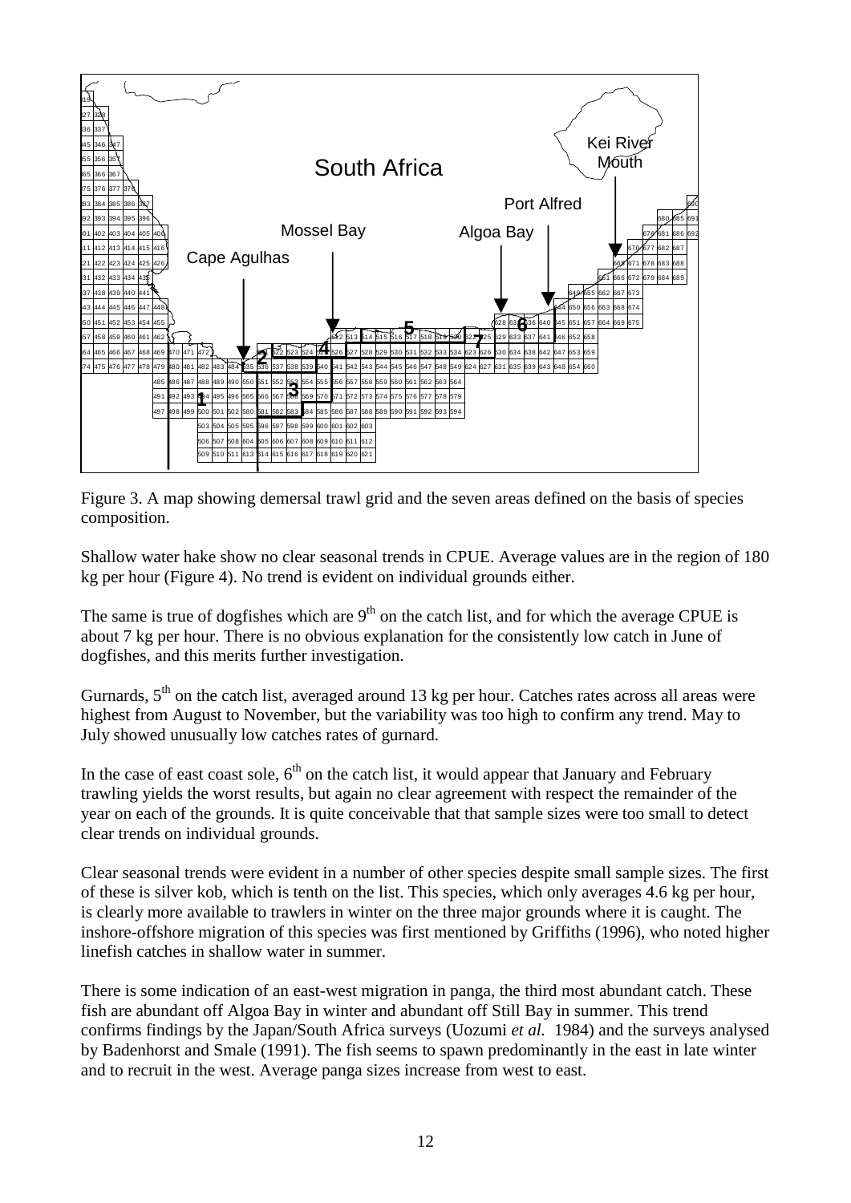Figure 3. A map showing demersal trawl grid and the seven areas defined on the basis of species composition.

Shallow water hake show no clear seasonal trends in CPUE. Average values are in the region of 180 kg per hour (Figure 4). No trend is evident on individual grounds either.

The same is true of dogfishes which are 9[th] on the catch list, and for which the average CPUE is about 7 kg per hour. There is no obvious explanation for the consistently low catch in June of dogfishes, and this merits further investigation.

Gurnards, 5[th] on the catch list, averaged around 13 kg per hour. Catches rates across all areas were highest from August to November, but the variability was too high to confirm any trend. May to July showed unusually low catches rates of gurnard.

In the case of east coast sole, 6[th] on the catch list, it would appear that January and February trawling yields the worst results, but again no clear agreement with respect the remainder of the year on each of the grounds. It is quite conceivable that that sample sizes were too small to detect clear trends on individual grounds.

Clear seasonal trends were evident in a number of other species despite small sample sizes. The first of these is silver kob, which is tenth on the list. This species, which only averages 4.6 kg per hour, is clearly more available to trawlers in winter on the three major grounds where it is caught. The inshore-offshore migration of this species was first mentioned by Griffiths (1996), who noted higher linefish catches in shallow water in summer.

There is some indication of an east-west migration in panga, the third most abundant catch. These fish are abundant off Algoa Bay in winter and abundant off Still Bay in summer. This trend confirms findings by the Japan/South Africa surveys (Uozumi *et al.* 1984) and the surveys analysed by Badenhorst and Smale (1991). The fish seems to spawn predominantly in the east in late winter and to recruit in the west. Average panga sizes increase from west to east.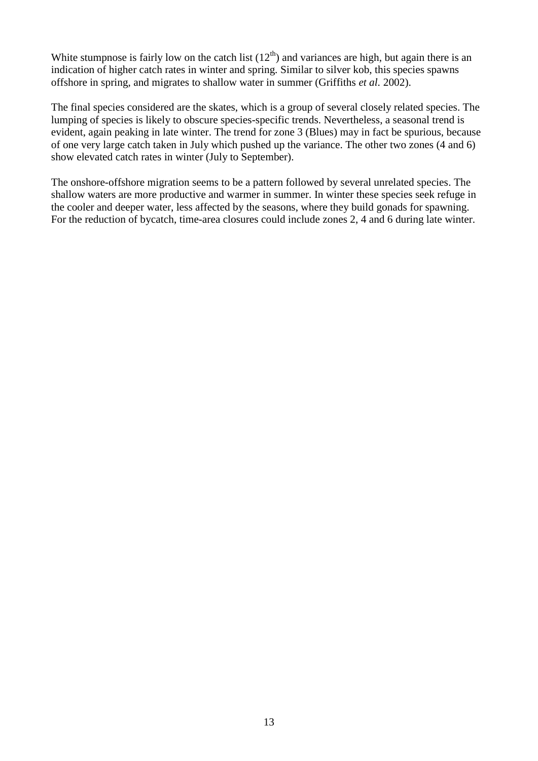White stumpnose is fairly low on the catch list ($12^{th}$) and variances are high, but again there is an indication of higher catch rates in winter and spring. Similar to silver kob, this species spawns offshore in spring, and migrates to shallow water in summer (Griffiths *et al.* 2002).

The final species considered are the skates, which is a group of several closely related species. The lumping of species is likely to obscure species-specific trends. Nevertheless, a seasonal trend is evident, again peaking in late winter. The trend for zone 3 (Blues) may in fact be spurious, because of one very large catch taken in July which pushed up the variance. The other two zones (4 and 6) show elevated catch rates in winter (July to September).

The onshore-offshore migration seems to be a pattern followed by several unrelated species. The shallow waters are more productive and warmer in summer. In winter these species seek refuge in the cooler and deeper water, less affected by the seasons, where they build gonads for spawning. For the reduction of bycatch, time-area closures could include zones 2, 4 and 6 during late winter.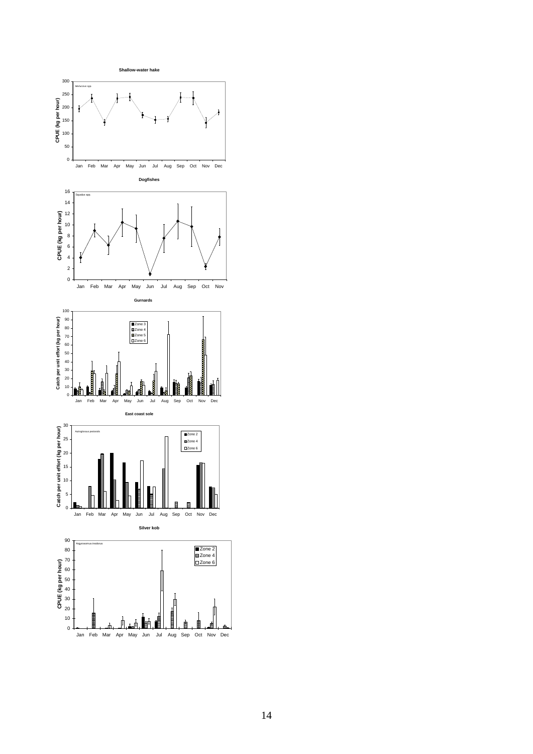**Shallow-water hake**

*Merluccius spp.*

**Dogfishes**

*Squalus spp.*

**Gurnards**

**East coast sole**

*Austroglossus pectoralis*

**Silver kob**

*Argyrosomus inodorus*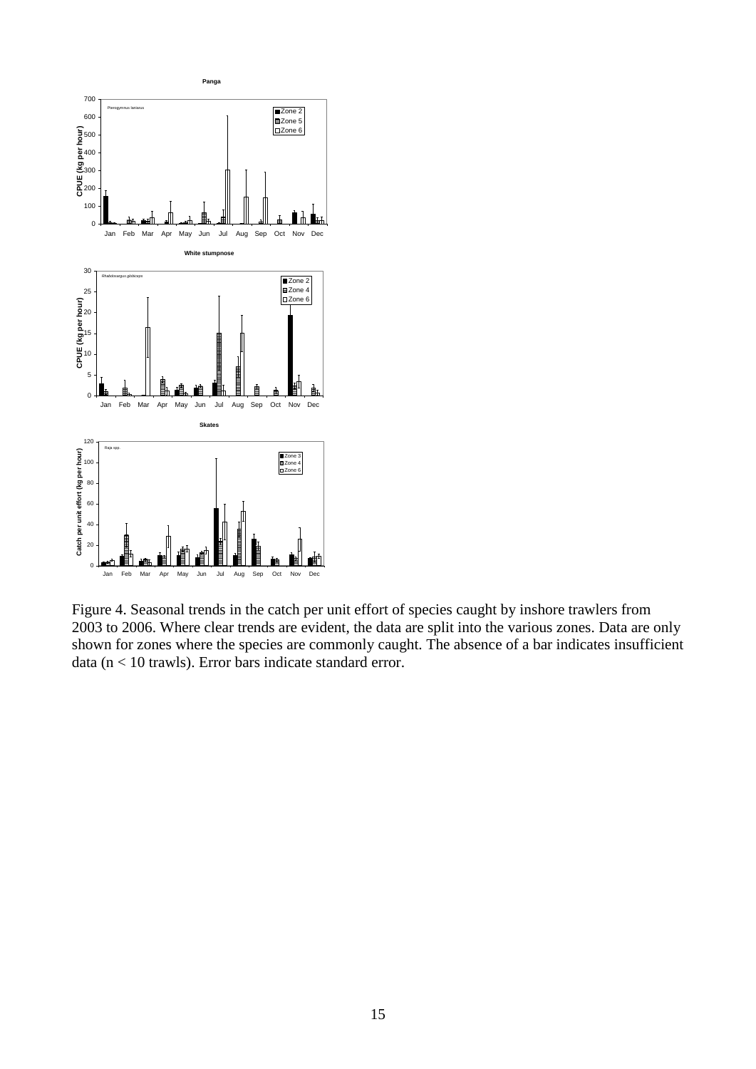Figure 4. Seasonal trends in the catch per unit effort of species caught by inshore trawlers from 2003 to 2006. Where clear trends are evident, the data are split into the various zones. Data are only shown for zones where the species are commonly caught. The absence of a bar indicates insufficient data (n < 10 trawls). Error bars indicate standard error.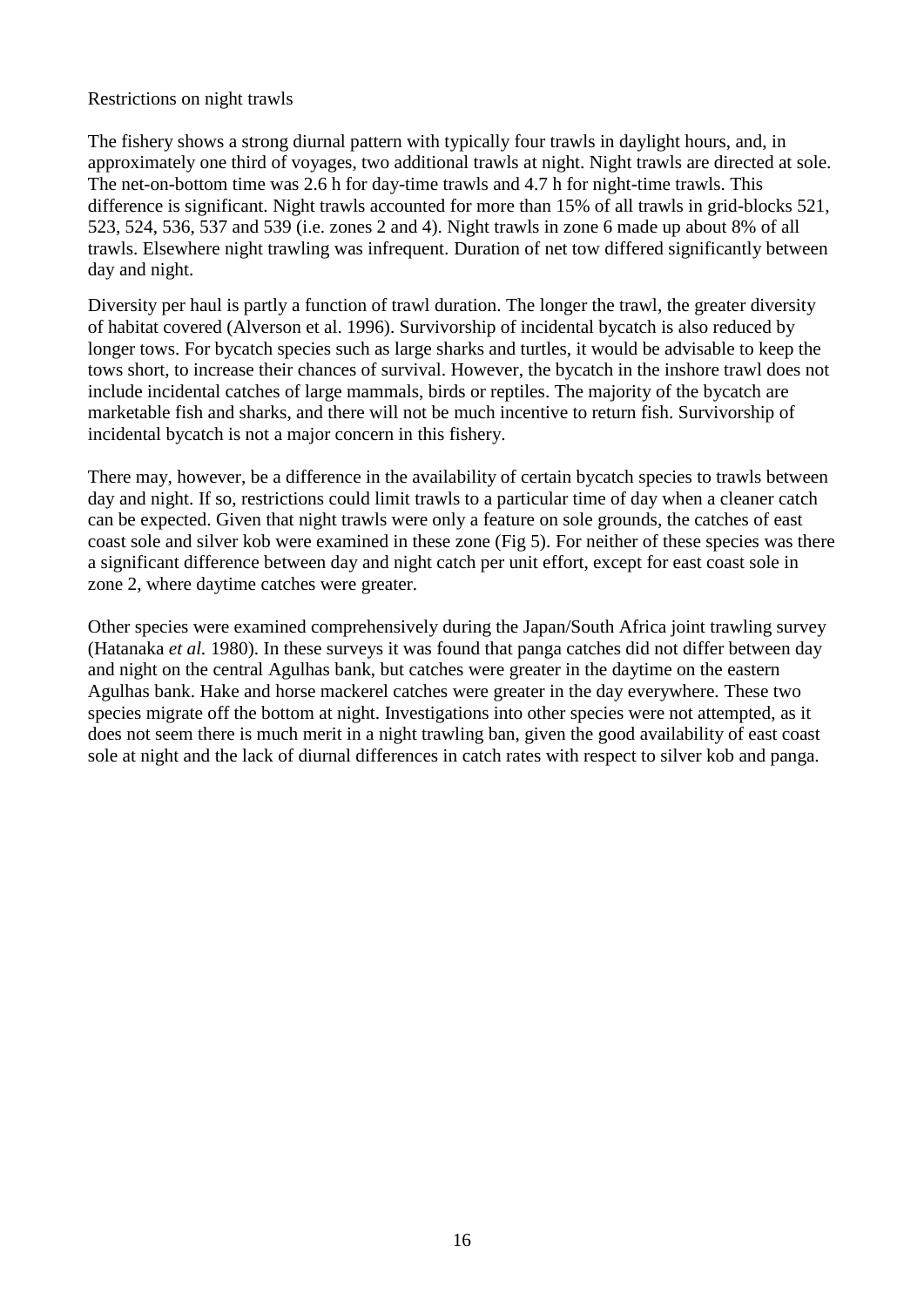Restrictions on night trawls

The fishery shows a strong diurnal pattern with typically four trawls in daylight hours, and, in approximately one third of voyages, two additional trawls at night. Night trawls are directed at sole. The net-on-bottom time was 2.6 h for day-time trawls and 4.7 h for night-time trawls. This difference is significant. Night trawls accounted for more than 15% of all trawls in grid-blocks 521, 523, 524, 536, 537 and 539 (i.e. zones 2 and 4). Night trawls in zone 6 made up about 8% of all trawls. Elsewhere night trawling was infrequent. Duration of net tow differed significantly between day and night.

Diversity per haul is partly a function of trawl duration. The longer the trawl, the greater diversity of habitat covered (Alverson et al. 1996). Survivorship of incidental bycatch is also reduced by longer tows. For bycatch species such as large sharks and turtles, it would be advisable to keep the tows short, to increase their chances of survival. However, the bycatch in the inshore trawl does not include incidental catches of large mammals, birds or reptiles. The majority of the bycatch are marketable fish and sharks, and there will not be much incentive to return fish. Survivorship of incidental bycatch is not a major concern in this fishery.

There may, however, be a difference in the availability of certain bycatch species to trawls between day and night. If so, restrictions could limit trawls to a particular time of day when a cleaner catch can be expected. Given that night trawls were only a feature on sole grounds, the catches of east coast sole and silver kob were examined in these zone (Fig 5). For neither of these species was there a significant difference between day and night catch per unit effort, except for east coast sole in zone 2, where daytime catches were greater.

Other species were examined comprehensively during the Japan/South Africa joint trawling survey (Hatanaka *et al.* 1980). In these surveys it was found that panga catches did not differ between day and night on the central Agulhas bank, but catches were greater in the daytime on the eastern Agulhas bank. Hake and horse mackerel catches were greater in the day everywhere. These two species migrate off the bottom at night. Investigations into other species were not attempted, as it does not seem there is much merit in a night trawling ban, given the good availability of east coast sole at night and the lack of diurnal differences in catch rates with respect to silver kob and panga.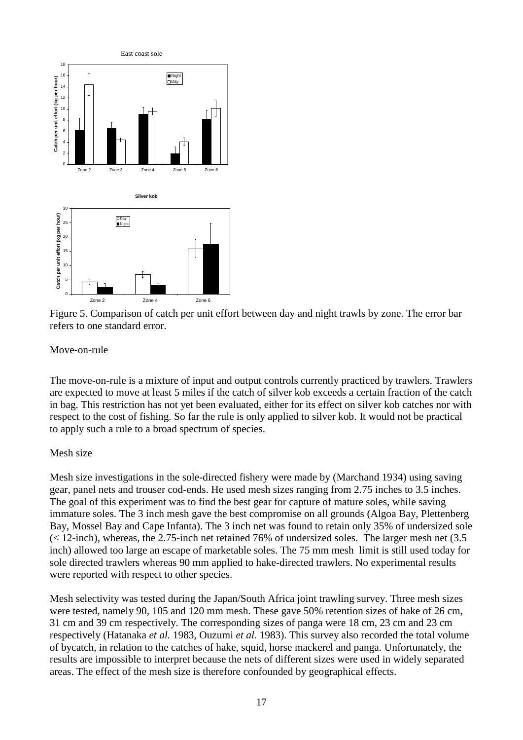Figure 5. Comparison of catch per unit effort between day and night trawls by zone. The error bar refers to one standard error.

Move-on-rule

The move-on-rule is a mixture of input and output controls currently practiced by trawlers. Trawlers are expected to move at least 5 miles if the catch of silver kob exceeds a certain fraction of the catch in bag. This restriction has not yet been evaluated, either for its effect on silver kob catches nor with respect to the cost of fishing. So far the rule is only applied to silver kob. It would not be practical to apply such a rule to a broad spectrum of species.

Mesh size

Mesh size investigations in the sole-directed fishery were made by (Marchand 1934) using saving gear, panel nets and trouser cod-ends. He used mesh sizes ranging from 2.75 inches to 3.5 inches. The goal of this experiment was to find the best gear for capture of mature soles, while saving immature soles. The 3 inch mesh gave the best compromise on all grounds (Algoa Bay, Plettenberg Bay, Mossel Bay and Cape Infanta). The 3 inch net was found to retain only 35% of undersized sole (< 12-inch), whereas, the 2.75-inch net retained 76% of undersized soles. The larger mesh net (3.5 inch) allowed too large an escape of marketable soles. The 75 mm mesh limit is still used today for sole directed trawlers whereas 90 mm applied to hake-directed trawlers. No experimental results were reported with respect to other species.

Mesh selectivity was tested during the Japan/South Africa joint trawling survey. Three mesh sizes were tested, namely 90, 105 and 120 mm mesh. These gave 50% retention sizes of hake of 26 cm, 31 cm and 39 cm respectively. The corresponding sizes of panga were 18 cm, 23 cm and 23 cm respectively (Hatanaka *et al.* 1983, Ouzumi *et al.* 1983). This survey also recorded the total volume of bycatch, in relation to the catches of hake, squid, horse mackerel and panga. Unfortunately, the results are impossible to interpret because the nets of different sizes were used in widely separated areas. The effect of the mesh size is therefore confounded by geographical effects.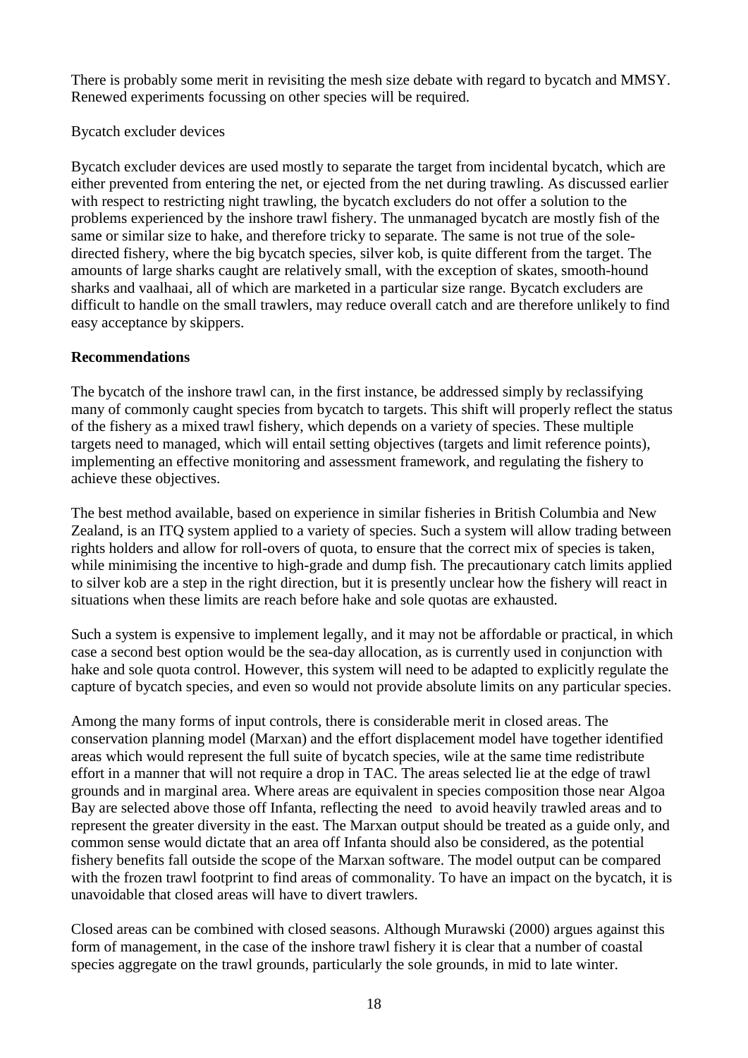There is probably some merit in revisiting the mesh size debate with regard to bycatch and MMSY. Renewed experiments focussing on other species will be required.

Bycatch excluder devices

Bycatch excluder devices are used mostly to separate the target from incidental bycatch, which are either prevented from entering the net, or ejected from the net during trawling. As discussed earlier with respect to restricting night trawling, the bycatch excluders do not offer a solution to the problems experienced by the inshore trawl fishery. The unmanaged bycatch are mostly fish of the same or similar size to hake, and therefore tricky to separate. The same is not true of the sole-directed fishery, where the big bycatch species, silver kob, is quite different from the target. The amounts of large sharks caught are relatively small, with the exception of skates, smooth-hound sharks and vaalhaai, all of which are marketed in a particular size range. Bycatch excluders are difficult to handle on the small trawlers, may reduce overall catch and are therefore unlikely to find easy acceptance by skippers.

**Recommendations**

The bycatch of the inshore trawl can, in the first instance, be addressed simply by reclassifying many of commonly caught species from bycatch to targets. This shift will properly reflect the status of the fishery as a mixed trawl fishery, which depends on a variety of species. These multiple targets need to managed, which will entail setting objectives (targets and limit reference points), implementing an effective monitoring and assessment framework, and regulating the fishery to achieve these objectives.

The best method available, based on experience in similar fisheries in British Columbia and New Zealand, is an ITQ system applied to a variety of species. Such a system will allow trading between rights holders and allow for roll-overs of quota, to ensure that the correct mix of species is taken, while minimising the incentive to high-grade and dump fish. The precautionary catch limits applied to silver kob are a step in the right direction, but it is presently unclear how the fishery will react in situations when these limits are reach before hake and sole quotas are exhausted.

Such a system is expensive to implement legally, and it may not be affordable or practical, in which case a second best option would be the sea-day allocation, as is currently used in conjunction with hake and sole quota control. However, this system will need to be adapted to explicitly regulate the capture of bycatch species, and even so would not provide absolute limits on any particular species.

Among the many forms of input controls, there is considerable merit in closed areas. The conservation planning model (Marxan) and the effort displacement model have together identified areas which would represent the full suite of bycatch species, wile at the same time redistribute effort in a manner that will not require a drop in TAC. The areas selected lie at the edge of trawl grounds and in marginal area. Where areas are equivalent in species composition those near Algoa Bay are selected above those off Infanta, reflecting the need to avoid heavily trawled areas and to represent the greater diversity in the east. The Marxan output should be treated as a guide only, and common sense would dictate that an area off Infanta should also be considered, as the potential fishery benefits fall outside the scope of the Marxan software. The model output can be compared with the frozen trawl footprint to find areas of commonality. To have an impact on the bycatch, it is unavoidable that closed areas will have to divert trawlers.

Closed areas can be combined with closed seasons. Although Murawski (2000) argues against this form of management, in the case of the inshore trawl fishery it is clear that a number of coastal species aggregate on the trawl grounds, particularly the sole grounds, in mid to late winter.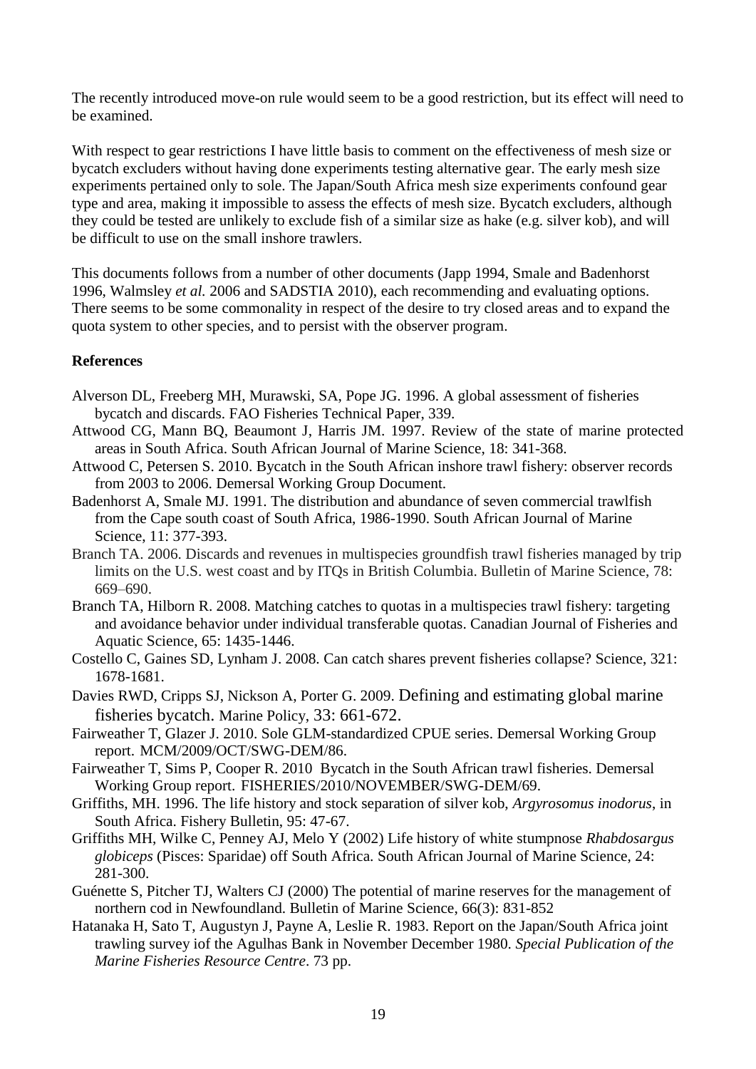The recently introduced move-on rule would seem to be a good restriction, but its effect will need to be examined.

With respect to gear restrictions I have little basis to comment on the effectiveness of mesh size or bycatch excluders without having done experiments testing alternative gear. The early mesh size experiments pertained only to sole. The Japan/South Africa mesh size experiments confound gear type and area, making it impossible to assess the effects of mesh size. Bycatch excluders, although they could be tested are unlikely to exclude fish of a similar size as hake (e.g. silver kob), and will be difficult to use on the small inshore trawlers.

This documents follows from a number of other documents (Japp 1994, Smale and Badenhorst 1996, Walmsley *et al.* 2006 and SADSTIA 2010), each recommending and evaluating options. There seems to be some commonality in respect of the desire to try closed areas and to expand the quota system to other species, and to persist with the observer program.

**References**

Alverson DL, Freeberg MH, Murawski, SA, Pope JG. 1996. A global assessment of fisheries bycatch and discards. FAO Fisheries Technical Paper, 339.

Attwood CG, Mann BQ, Beaumont J, Harris JM. 1997. Review of the state of marine protected areas in South Africa. South African Journal of Marine Science, 18: 341-368.

Attwood C, Petersen S. 2010. Bycatch in the South African inshore trawl fishery: observer records from 2003 to 2006. Demersal Working Group Document.

Badenhorst A, Smale MJ. 1991. The distribution and abundance of seven commercial trawlfish from the Cape south coast of South Africa, 1986-1990. South African Journal of Marine Science, 11: 377-393.

Branch TA. 2006. Discards and revenues in multispecies groundfish trawl fisheries managed by trip limits on the U.S. west coast and by ITQs in British Columbia. Bulletin of Marine Science, 78: 669–690.

Branch TA, Hilborn R. 2008. Matching catches to quotas in a multispecies trawl fishery: targeting and avoidance behavior under individual transferable quotas. Canadian Journal of Fisheries and Aquatic Science, 65: 1435-1446.

Costello C, Gaines SD, Lynham J. 2008. Can catch shares prevent fisheries collapse? Science, 321: 1678-1681.

Davies RWD, Cripps SJ, Nickson A, Porter G. 2009. Defining and estimating global marine fisheries bycatch. Marine Policy, 33: 661-672.

Fairweather T, Glazer J. 2010. Sole GLM-standardized CPUE series. Demersal Working Group report. MCM/2009/OCT/SWG-DEM/86.

Fairweather T, Sims P, Cooper R. 2010 Bycatch in the South African trawl fisheries. Demersal Working Group report. FISHERIES/2010/NOVEMBER/SWG-DEM/69.

Griffiths, MH. 1996. The life history and stock separation of silver kob, *Argyrosomus inodorus*, in South Africa. Fishery Bulletin, 95: 47-67.

Griffiths MH, Wilke C, Penney AJ, Melo Y (2002) Life history of white stumpnose *Rhabdosargus globiceps* (Pisces: Sparidae) off South Africa. South African Journal of Marine Science, 24: 281-300.

Guénette S, Pitcher TJ, Walters CJ (2000) The potential of marine reserves for the management of northern cod in Newfoundland. Bulletin of Marine Science, 66(3): 831-852

Hatanaka H, Sato T, Augustyn J, Payne A, Leslie R. 1983. Report on the Japan/South Africa joint trawling survey iof the Agulhas Bank in November December 1980. *Special Publication of the Marine Fisheries Resource Centre*. 73 pp.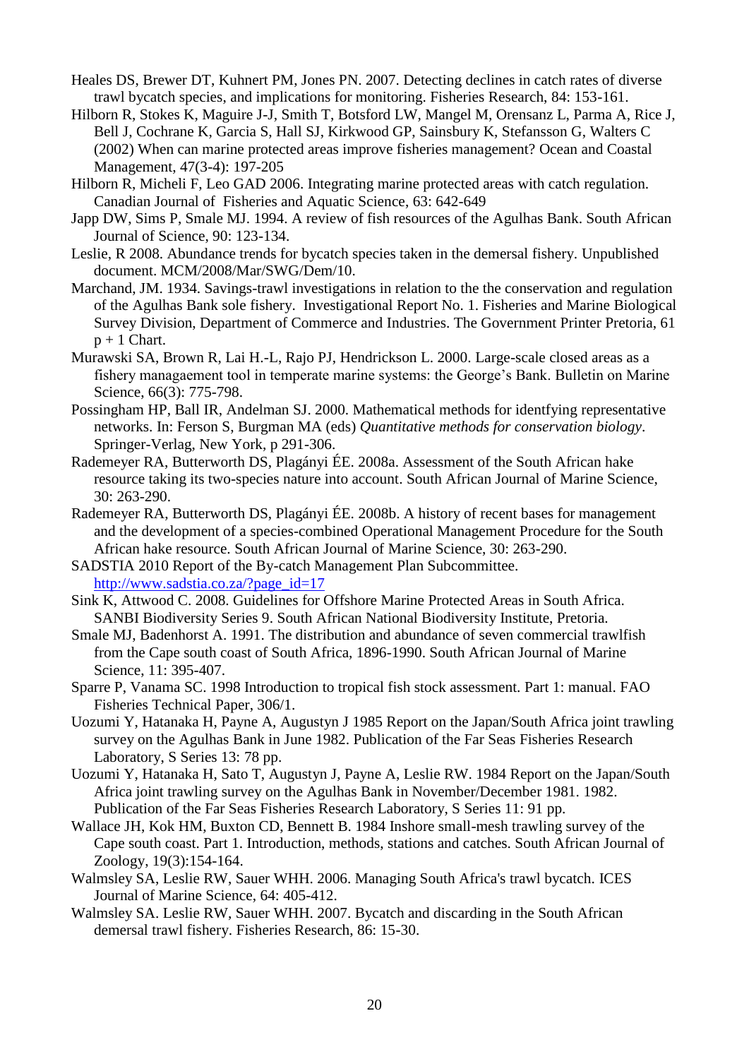Heales DS, Brewer DT, Kuhnert PM, Jones PN. 2007. Detecting declines in catch rates of diverse trawl bycatch species, and implications for monitoring. Fisheries Research, 84: 153-161.

Hilborn R, Stokes K, Maguire J-J, Smith T, Botsford LW, Mangel M, Orensanz L, Parma A, Rice J, Bell J, Cochrane K, Garcia S, Hall SJ, Kirkwood GP, Sainsbury K, Stefansson G, Walters C (2002) When can marine protected areas improve fisheries management? Ocean and Coastal Management, 47(3-4): 197-205

Hilborn R, Micheli F, Leo GAD 2006. Integrating marine protected areas with catch regulation. Canadian Journal of Fisheries and Aquatic Science, 63: 642-649

Japp DW, Sims P, Smale MJ. 1994. A review of fish resources of the Agulhas Bank. South African Journal of Science, 90: 123-134.

Leslie, R 2008. Abundance trends for bycatch species taken in the demersal fishery. Unpublished document. MCM/2008/Mar/SWG/Dem/10.

Marchand, JM. 1934. Savings-trawl investigations in relation to the the conservation and regulation of the Agulhas Bank sole fishery. Investigational Report No. 1. Fisheries and Marine Biological Survey Division, Department of Commerce and Industries. The Government Printer Pretoria, 61 p + 1 Chart.

Murawski SA, Brown R, Lai H.-L, Rajo PJ, Hendrickson L. 2000. Large-scale closed areas as a fishery managaement tool in temperate marine systems: the George's Bank. Bulletin on Marine Science, 66(3): 775-798.

Possingham HP, Ball IR, Andelman SJ. 2000. Mathematical methods for identfying representative networks. In: Ferson S, Burgman MA (eds) *Quantitative methods for conservation biology*. Springer-Verlag, New York, p 291-306.

Rademeyer RA, Butterworth DS, Plagányi ÉE. 2008a. Assessment of the South African hake resource taking its two-species nature into account. South African Journal of Marine Science, 30: 263-290.

Rademeyer RA, Butterworth DS, Plagányi ÉE. 2008b. A history of recent bases for management and the development of a species-combined Operational Management Procedure for the South African hake resource. South African Journal of Marine Science, 30: 263-290.

SADSTIA 2010 Report of the By-catch Management Plan Subcommittee. http://www.sadstia.co.za/?page_id=17

Sink K, Attwood C. 2008. Guidelines for Offshore Marine Protected Areas in South Africa. SANBI Biodiversity Series 9. South African National Biodiversity Institute, Pretoria.

Smale MJ, Badenhorst A. 1991. The distribution and abundance of seven commercial trawlfish from the Cape south coast of South Africa, 1896-1990. South African Journal of Marine Science, 11: 395-407.

Sparre P, Vanama SC. 1998 Introduction to tropical fish stock assessment. Part 1: manual. FAO Fisheries Technical Paper, 306/1.

Uozumi Y, Hatanaka H, Payne A, Augustyn J 1985 Report on the Japan/South Africa joint trawling survey on the Agulhas Bank in June 1982. Publication of the Far Seas Fisheries Research Laboratory, S Series 13: 78 pp.

Uozumi Y, Hatanaka H, Sato T, Augustyn J, Payne A, Leslie RW. 1984 Report on the Japan/South Africa joint trawling survey on the Agulhas Bank in November/December 1981. 1982. Publication of the Far Seas Fisheries Research Laboratory, S Series 11: 91 pp.

Wallace JH, Kok HM, Buxton CD, Bennett B. 1984 Inshore small-mesh trawling survey of the Cape south coast. Part 1. Introduction, methods, stations and catches. South African Journal of Zoology, 19(3):154-164.

Walmsley SA, Leslie RW, Sauer WHH. 2006. Managing South Africa's trawl bycatch. ICES Journal of Marine Science, 64: 405-412.

Walmsley SA. Leslie RW, Sauer WHH. 2007. Bycatch and discarding in the South African demersal trawl fishery. Fisheries Research, 86: 15-30.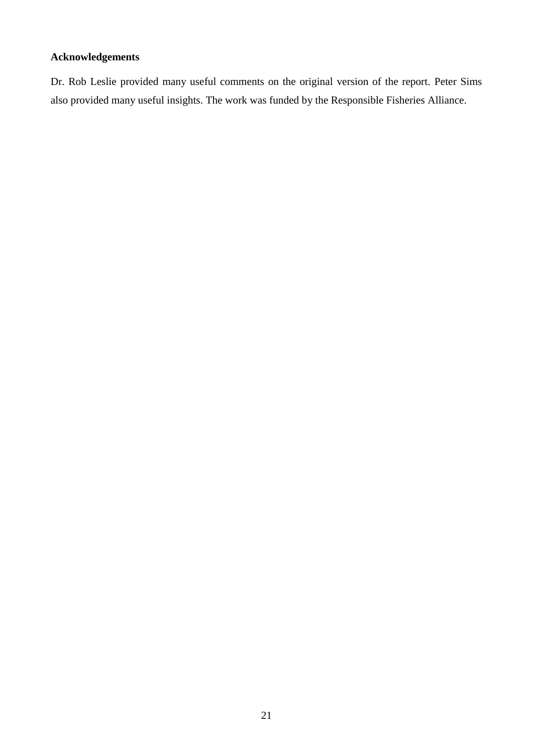## Acknowledgements

Dr. Rob Leslie provided many useful comments on the original version of the report. Peter Sims also provided many useful insights. The work was funded by the Responsible Fisheries Alliance.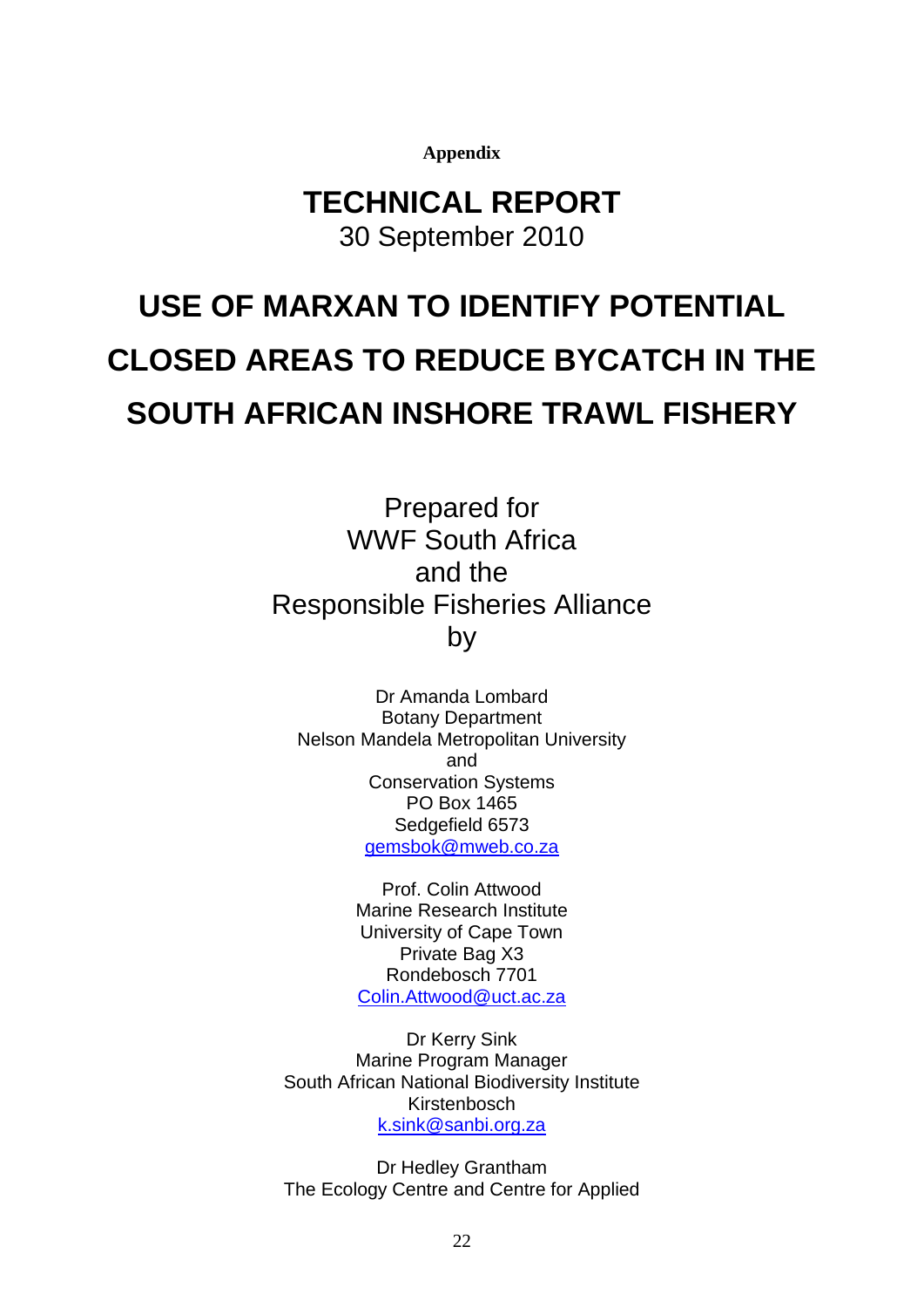**Appendix**

# TECHNICAL REPORT

30 September 2010

# USE OF MARXAN TO IDENTIFY POTENTIAL CLOSED AREAS TO REDUCE BYCATCH IN THE SOUTH AFRICAN INSHORE TRAWL FISHERY

Prepared for
WWF South Africa
and the
Responsible Fisheries Alliance
by

Dr Amanda Lombard
Botany Department
Nelson Mandela Metropolitan University
and
Conservation Systems
PO Box 1465
Sedgefield 6573
gemsbok@mweb.co.za

Prof. Colin Attwood
Marine Research Institute
University of Cape Town
Private Bag X3
Rondebosch 7701
Colin.Attwood@uct.ac.za

Dr Kerry Sink
Marine Program Manager
South African National Biodiversity Institute
Kirstenbosch
k.sink@sanbi.org.za

Dr Hedley Grantham
The Ecology Centre and Centre for Applied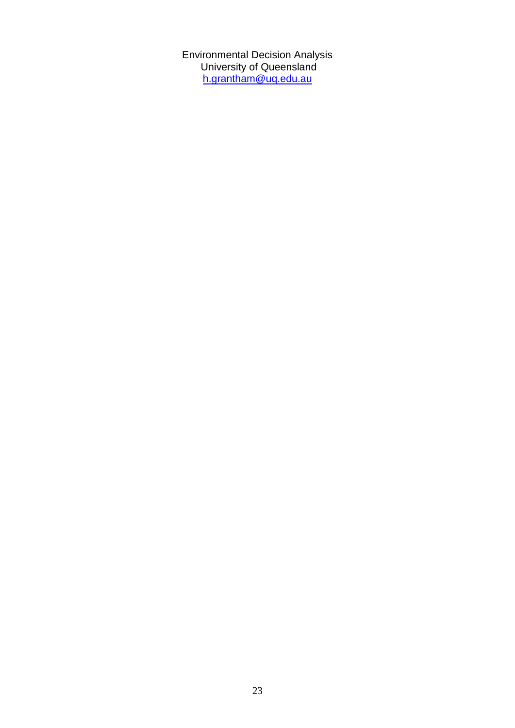Environmental Decision Analysis  
University of Queensland  
h.grantham@uq.edu.au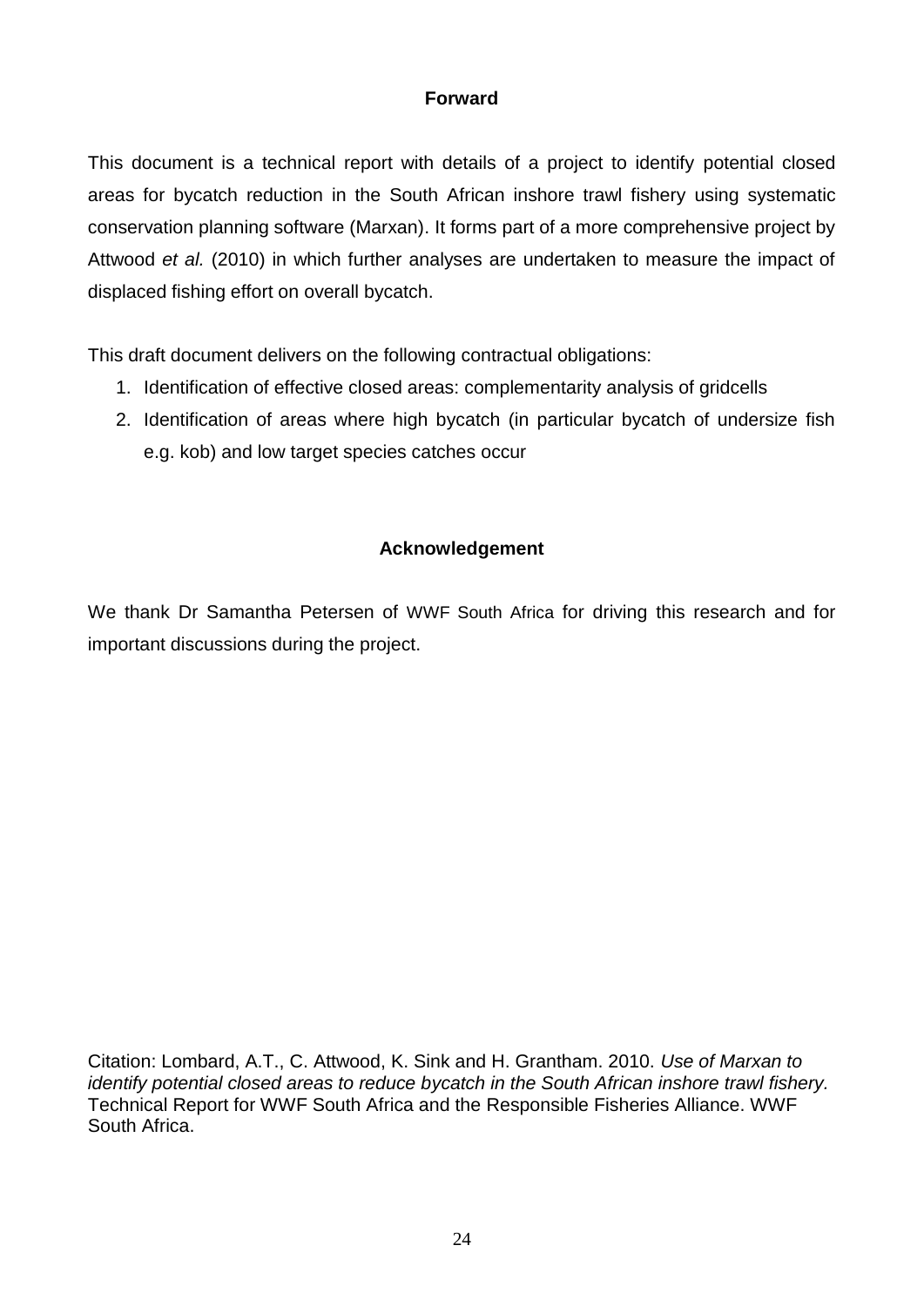## Forward

This document is a technical report with details of a project to identify potential closed areas for bycatch reduction in the South African inshore trawl fishery using systematic conservation planning software (Marxan). It forms part of a more comprehensive project by Attwood *et al.* (2010) in which further analyses are undertaken to measure the impact of displaced fishing effort on overall bycatch.

This draft document delivers on the following contractual obligations:

1. Identification of effective closed areas: complementarity analysis of gridcells
2. Identification of areas where high bycatch (in particular bycatch of undersize fish e.g. kob) and low target species catches occur

## Acknowledgement

We thank Dr Samantha Petersen of WWF South Africa for driving this research and for important discussions during the project.

Citation: Lombard, A.T., C. Attwood, K. Sink and H. Grantham. 2010. *Use of Marxan to identify potential closed areas to reduce bycatch in the South African inshore trawl fishery.* Technical Report for WWF South Africa and the Responsible Fisheries Alliance. WWF South Africa.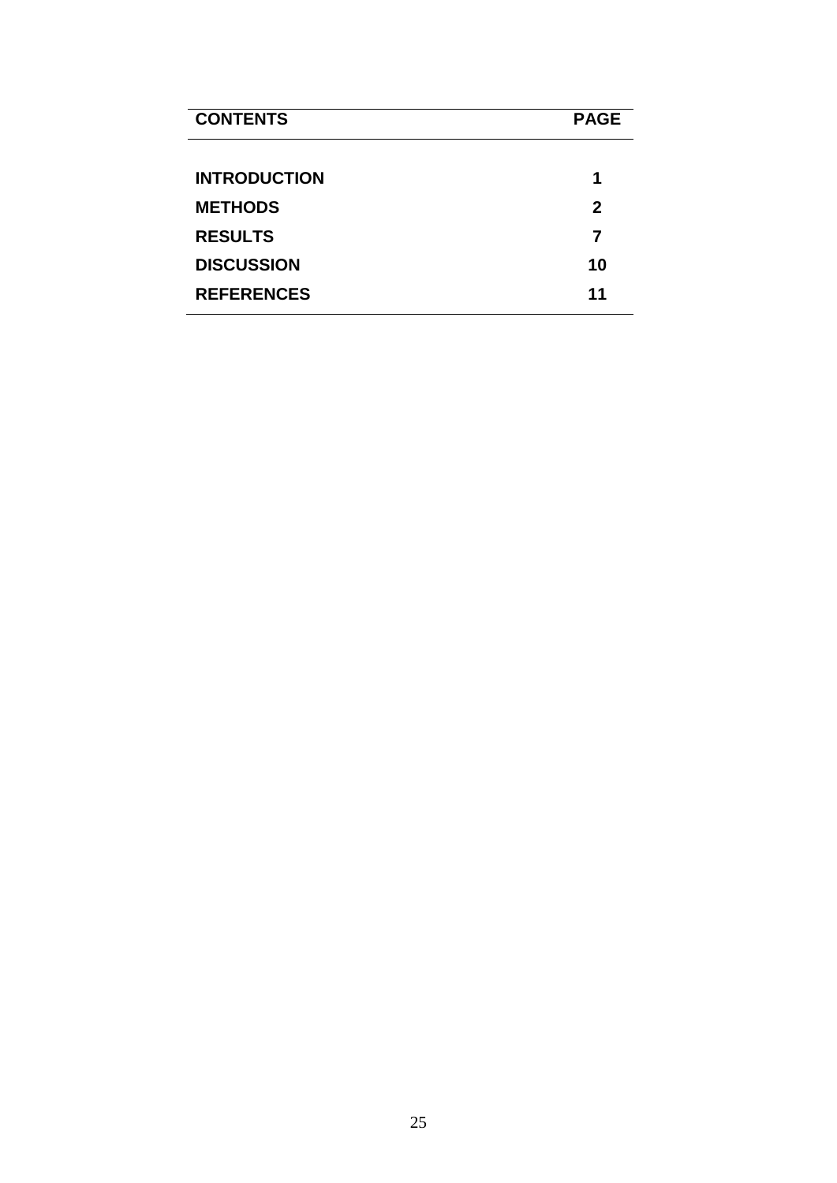| CONTENTS | PAGE |
| --- | --- |
| **INTRODUCTION** | **1** |
| **METHODS** | **2** |
| **RESULTS** | **7** |
| **DISCUSSION** | **10** |
| **REFERENCES** | **11** |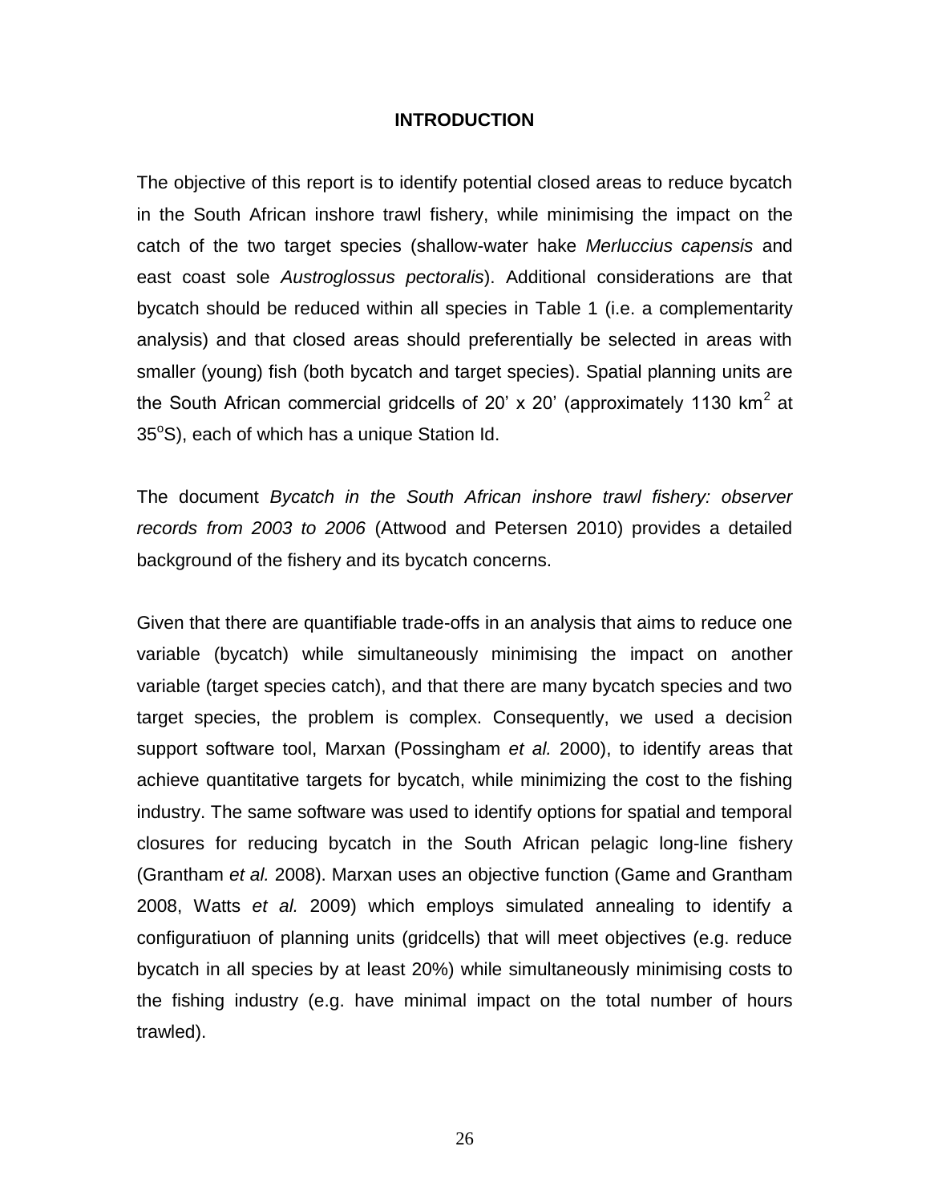# INTRODUCTION

The objective of this report is to identify potential closed areas to reduce bycatch in the South African inshore trawl fishery, while minimising the impact on the catch of the two target species (shallow-water hake *Merluccius capensis* and east coast sole *Austroglossus pectoralis*). Additional considerations are that bycatch should be reduced within all species in Table 1 (i.e. a complementarity analysis) and that closed areas should preferentially be selected in areas with smaller (young) fish (both bycatch and target species). Spatial planning units are the South African commercial gridcells of 20' x 20' (approximately 1130 $km^2$ at $35^oS$), each of which has a unique Station Id.

The document *Bycatch in the South African inshore trawl fishery: observer records from 2003 to 2006* (Attwood and Petersen 2010) provides a detailed background of the fishery and its bycatch concerns.

Given that there are quantifiable trade-offs in an analysis that aims to reduce one variable (bycatch) while simultaneously minimising the impact on another variable (target species catch), and that there are many bycatch species and two target species, the problem is complex. Consequently, we used a decision support software tool, Marxan (Possingham *et al.* 2000), to identify areas that achieve quantitative targets for bycatch, while minimizing the cost to the fishing industry. The same software was used to identify options for spatial and temporal closures for reducing bycatch in the South African pelagic long-line fishery (Grantham *et al.* 2008). Marxan uses an objective function (Game and Grantham 2008, Watts *et al.* 2009) which employs simulated annealing to identify a configuratiuon of planning units (gridcells) that will meet objectives (e.g. reduce bycatch in all species by at least 20%) while simultaneously minimising costs to the fishing industry (e.g. have minimal impact on the total number of hours trawled).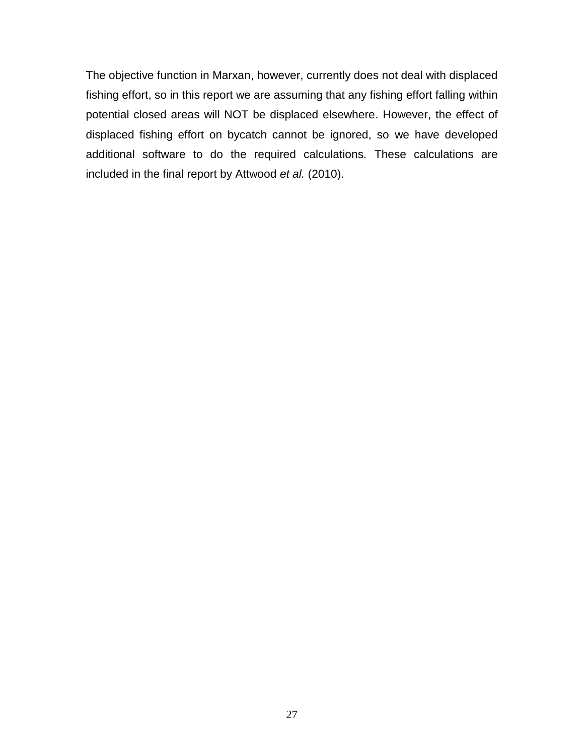The objective function in Marxan, however, currently does not deal with displaced fishing effort, so in this report we are assuming that any fishing effort falling within potential closed areas will NOT be displaced elsewhere. However, the effect of displaced fishing effort on bycatch cannot be ignored, so we have developed additional software to do the required calculations. These calculations are included in the final report by Attwood *et al.* (2010).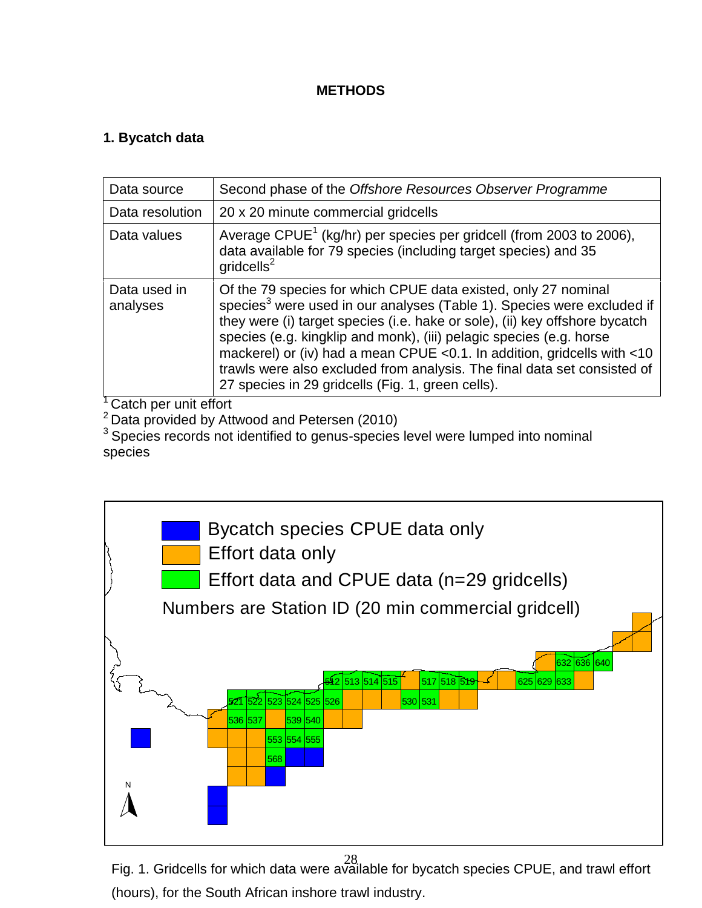# METHODS

## 1. Bycatch data

| | |
|---|---|
| Data source | Second phase of the *Offshore Resources Observer Programme* |
| Data resolution | 20 x 20 minute commercial gridcells |
| Data values | Average CPUE[1] (kg/hr) per species per gridcell (from 2003 to 2006), data available for 79 species (including target species) and 35 gridcells[2] |
| Data used in analyses | Of the 79 species for which CPUE data existed, only 27 nominal species[3] were used in our analyses (Table 1). Species were excluded if they were (i) target species (i.e. hake or sole), (ii) key offshore bycatch species (e.g. kingklip and monk), (iii) pelagic species (e.g. horse mackerel) or (iv) had a mean CPUE <0.1. In addition, gridcells with <10 trawls were also excluded from analysis. The final data set consisted of 27 species in 29 gridcells (Fig. 1, green cells). |

[1] Catch per unit effort

[2] Data provided by Attwood and Petersen (2010)

[3] Species records not identified to genus-species level were lumped into nominal species

Fig. 1. Gridcells for which data were available for bycatch species CPUE, and trawl effort (hours), for the South African inshore trawl industry.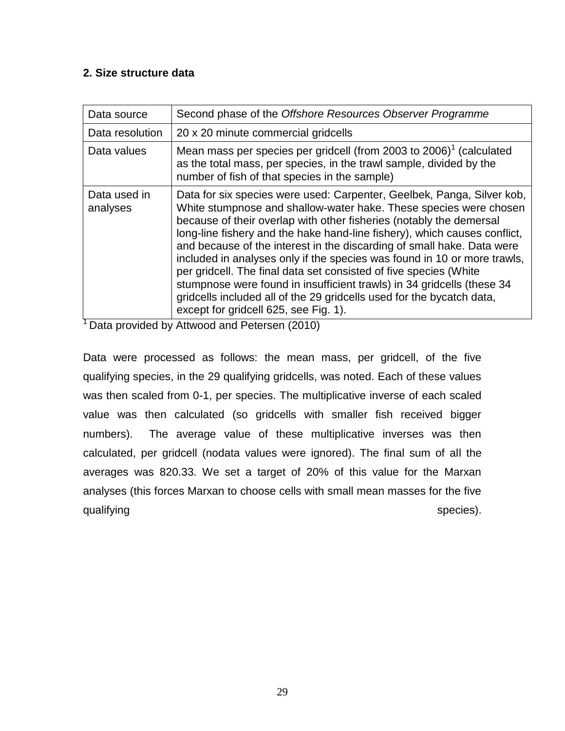**2. Size structure data**

| Data source | Second phase of the *Offshore Resources Observer Programme* |
|---|---|
| Data resolution | 20 x 20 minute commercial gridcells |
| Data values | Mean mass per species per gridcell (from 2003 to 2006)[1] (calculated as the total mass, per species, in the trawl sample, divided by the number of fish of that species in the sample) |
| Data used in analyses | Data for six species were used: Carpenter, Geelbek, Panga, Silver kob, White stumpnose and shallow-water hake. These species were chosen because of their overlap with other fisheries (notably the demersal long-line fishery and the hake hand-line fishery), which causes conflict, and because of the interest in the discarding of small hake. Data were included in analyses only if the species was found in 10 or more trawls, per gridcell. The final data set consisted of five species (White stumpnose were found in insufficient trawls) in 34 gridcells (these 34 gridcells included all of the 29 gridcells used for the bycatch data, except for gridcell 625, see Fig. 1). |

[1] Data provided by Attwood and Petersen (2010)

Data were processed as follows: the mean mass, per gridcell, of the five qualifying species, in the 29 qualifying gridcells, was noted. Each of these values was then scaled from 0-1, per species. The multiplicative inverse of each scaled value was then calculated (so gridcells with smaller fish received bigger numbers). The average value of these multiplicative inverses was then calculated, per gridcell (nodata values were ignored). The final sum of all the averages was 820.33. We set a target of 20% of this value for the Marxan analyses (this forces Marxan to choose cells with small mean masses for the five qualifying species).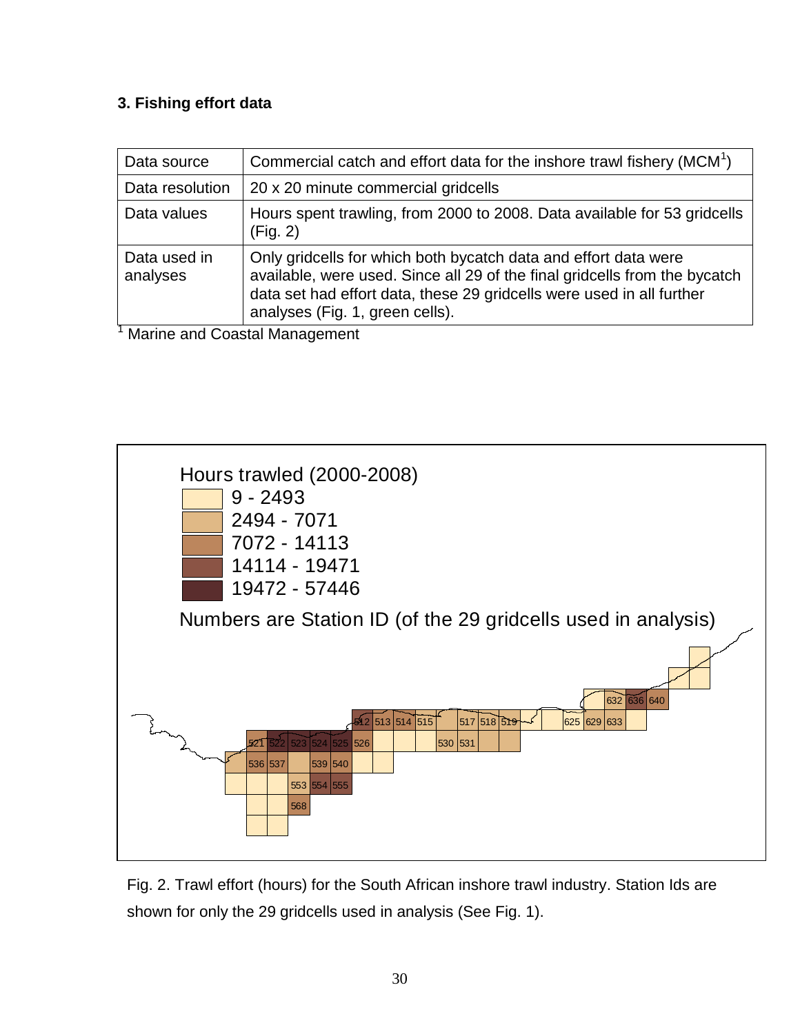### 3. Fishing effort data

| Data source | Commercial catch and effort data for the inshore trawl fishery (MCM[1]) |
|---|---|
| Data resolution | 20 x 20 minute commercial gridcells |
| Data values | Hours spent trawling, from 2000 to 2008. Data available for 53 gridcells (Fig. 2) |
| Data used in analyses | Only gridcells for which both bycatch data and effort data were available, were used. Since all 29 of the final gridcells from the bycatch data set had effort data, these 29 gridcells were used in all further analyses (Fig. 1, green cells). |

[1] Marine and Coastal Management

Hours trawled (2000-2008)
- 9 - 2493
- 2494 - 7071
- 7072 - 14113
- 14114 - 19471
- 19472 - 57446

Numbers are Station ID (of the 29 gridcells used in analysis)

512 513 514 515 517 518 519 625 629 633 632 636 640 521 522 523 524 525 526 530 531 536 537 539 540 553 554 555 568

Fig. 2. Trawl effort (hours) for the South African inshore trawl industry. Station Ids are shown for only the 29 gridcells used in analysis (See Fig. 1).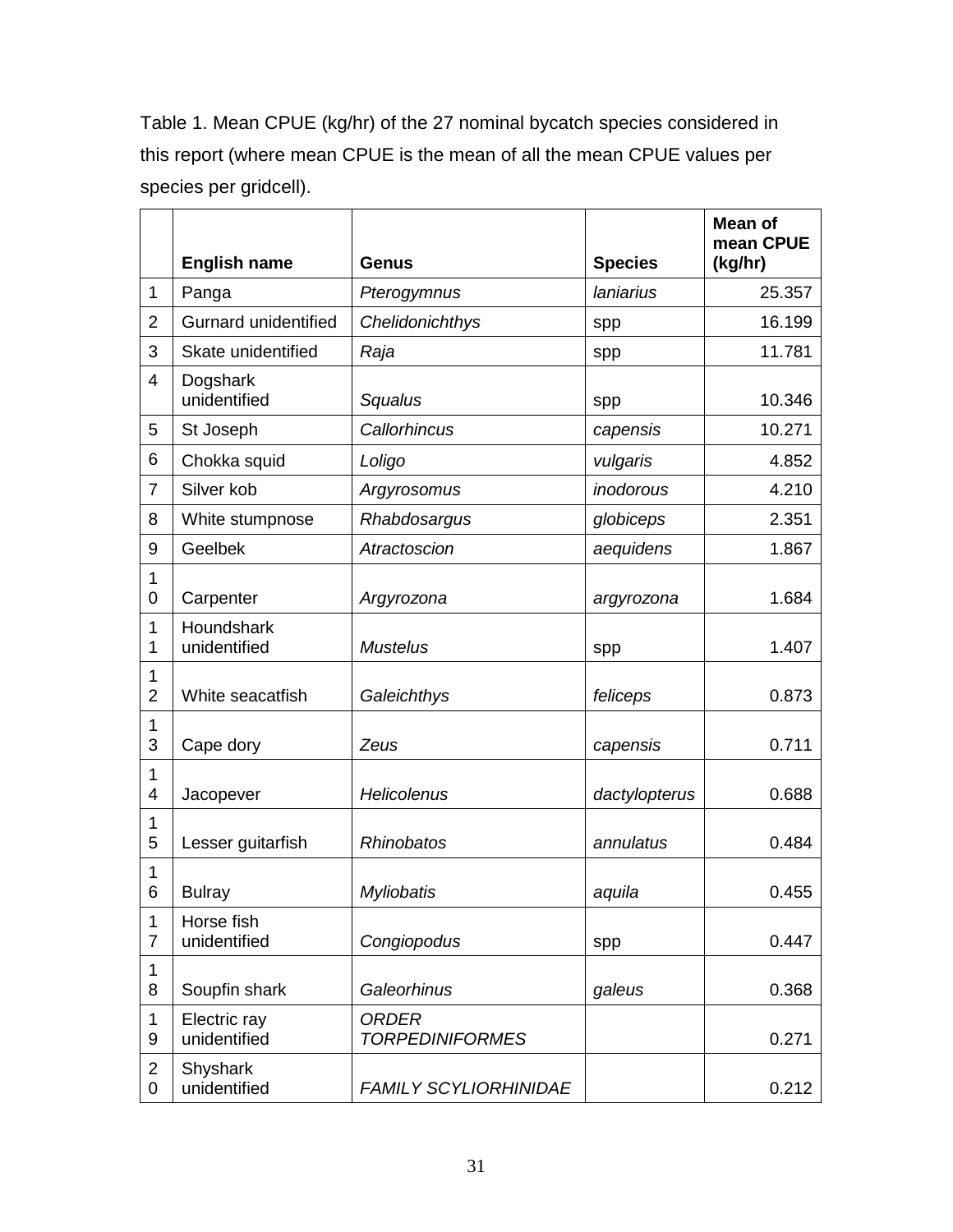Table 1. Mean CPUE (kg/hr) of the 27 nominal bycatch species considered in this report (where mean CPUE is the mean of all the mean CPUE values per species per gridcell).

| | English name | Genus | Species | Mean of mean CPUE (kg/hr) |
|---|---|---|---|---|
| 1 | Panga | *Pterogymnus* | *laniarius* | 25.357 |
| 2 | Gurnard unidentified | *Chelidonichthys* | spp | 16.199 |
| 3 | Skate unidentified | *Raja* | spp | 11.781 |
| 4 | Dogshark unidentified | *Squalus* | spp | 10.346 |
| 5 | St Joseph | *Callorhincus* | *capensis* | 10.271 |
| 6 | Chokka squid | *Loligo* | *vulgaris* | 4.852 |
| 7 | Silver kob | *Argyrosomus* | *inodorous* | 4.210 |
| 8 | White stumpnose | *Rhabdosargus* | *globiceps* | 2.351 |
| 9 | Geelbek | *Atractoscion* | *aequidens* | 1.867 |
| 10 | Carpenter | *Argyrozona* | *argyrozona* | 1.684 |
| 11 | Houndshark unidentified | *Mustelus* | spp | 1.407 |
| 12 | White seacatfish | *Galeichthys* | *feliceps* | 0.873 |
| 13 | Cape dory | *Zeus* | *capensis* | 0.711 |
| 14 | Jacopever | *Helicolenus* | *dactylopterus* | 0.688 |
| 15 | Lesser guitarfish | *Rhinobatos* | *annulatus* | 0.484 |
| 16 | Bulray | *Myliobatis* | *aquila* | 0.455 |
| 17 | Horse fish unidentified | *Congiopodus* | spp | 0.447 |
| 18 | Soupfin shark | *Galeorhinus* | *galeus* | 0.368 |
| 19 | Electric ray unidentified | *ORDER TORPEDINIFORMES* | | 0.271 |
| 20 | Shyshark unidentified | *FAMILY SCYLIORHINIDAE* | | 0.212 |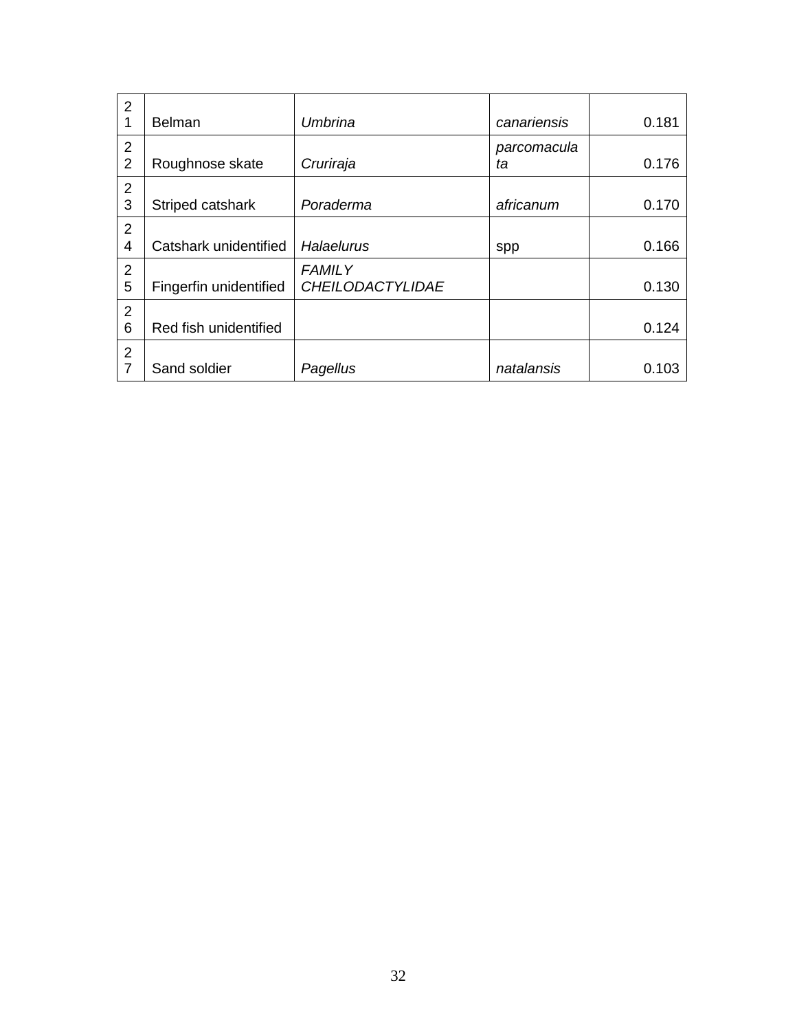| 21 | Belman | *Umbrina* | *canariensis* | 0.181 |
|---|---|---|---|---|
| 22 | Roughnose skate | *Cruriraja* | *parcomaculata* | 0.176 |
| 23 | Striped catshark | *Poraderma* | *africanum* | 0.170 |
| 24 | Catshark unidentified | *Halaelurus* | spp | 0.166 |
| 25 | Fingerfin unidentified | *FAMILY CHEILODACTYLIDAE* | | 0.130 |
| 26 | Red fish unidentified | | | 0.124 |
| 27 | Sand soldier | *Pagellus* | *natalansis* | 0.103 |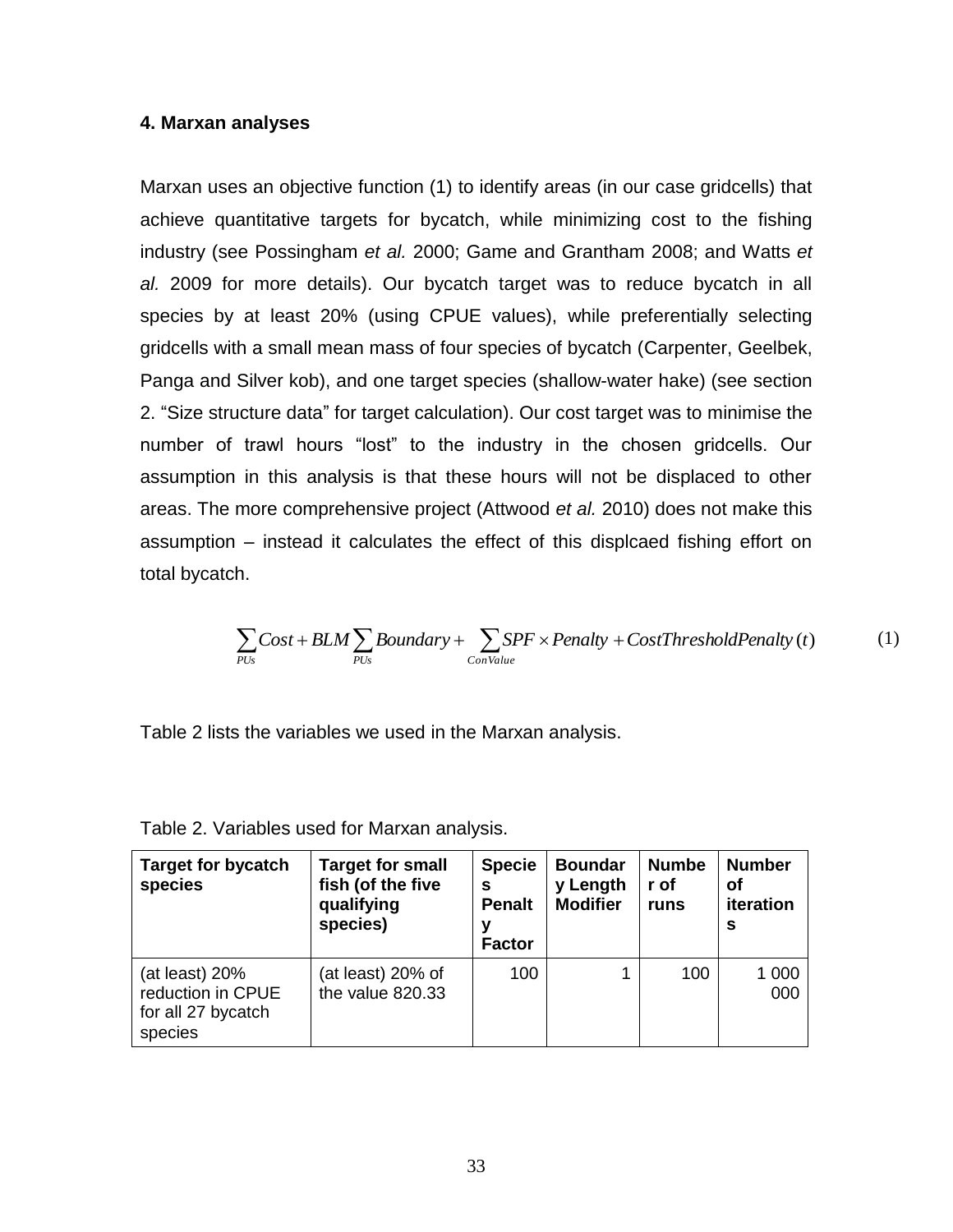### 4. Marxan analyses

Marxan uses an objective function (1) to identify areas (in our case gridcells) that achieve quantitative targets for bycatch, while minimizing cost to the fishing industry (see Possingham *et al.* 2000; Game and Grantham 2008; and Watts *et al.* 2009 for more details). Our bycatch target was to reduce bycatch in all species by at least 20% (using CPUE values), while preferentially selecting gridcells with a small mean mass of four species of bycatch (Carpenter, Geelbek, Panga and Silver kob), and one target species (shallow-water hake) (see section 2. "Size structure data" for target calculation). Our cost target was to minimise the number of trawl hours "lost" to the industry in the chosen gridcells. Our assumption in this analysis is that these hours will not be displaced to other areas. The more comprehensive project (Attwood *et al.* 2010) does not make this assumption – instead it calculates the effect of this displcaed fishing effort on total bycatch.

$$\sum_{PUs} Cost + BLM \sum_{PUs} Boundary + \sum_{ConValue} SPF \times Penalty + CostThresholdPenalty(t) \qquad (1)$$

Table 2 lists the variables we used in the Marxan analysis.

Table 2. Variables used for Marxan analysis.

| Target for bycatch species | Target for small fish (of the five qualifying species) | Species Penalty Factor | Boundary Length Modifier | Number of runs | Number of iterations |
|---|---|---|---|---|---|
| (at least) 20% reduction in CPUE for all 27 bycatch species | (at least) 20% of the value 820.33 | 100 | 1 | 100 | 1 000 000 |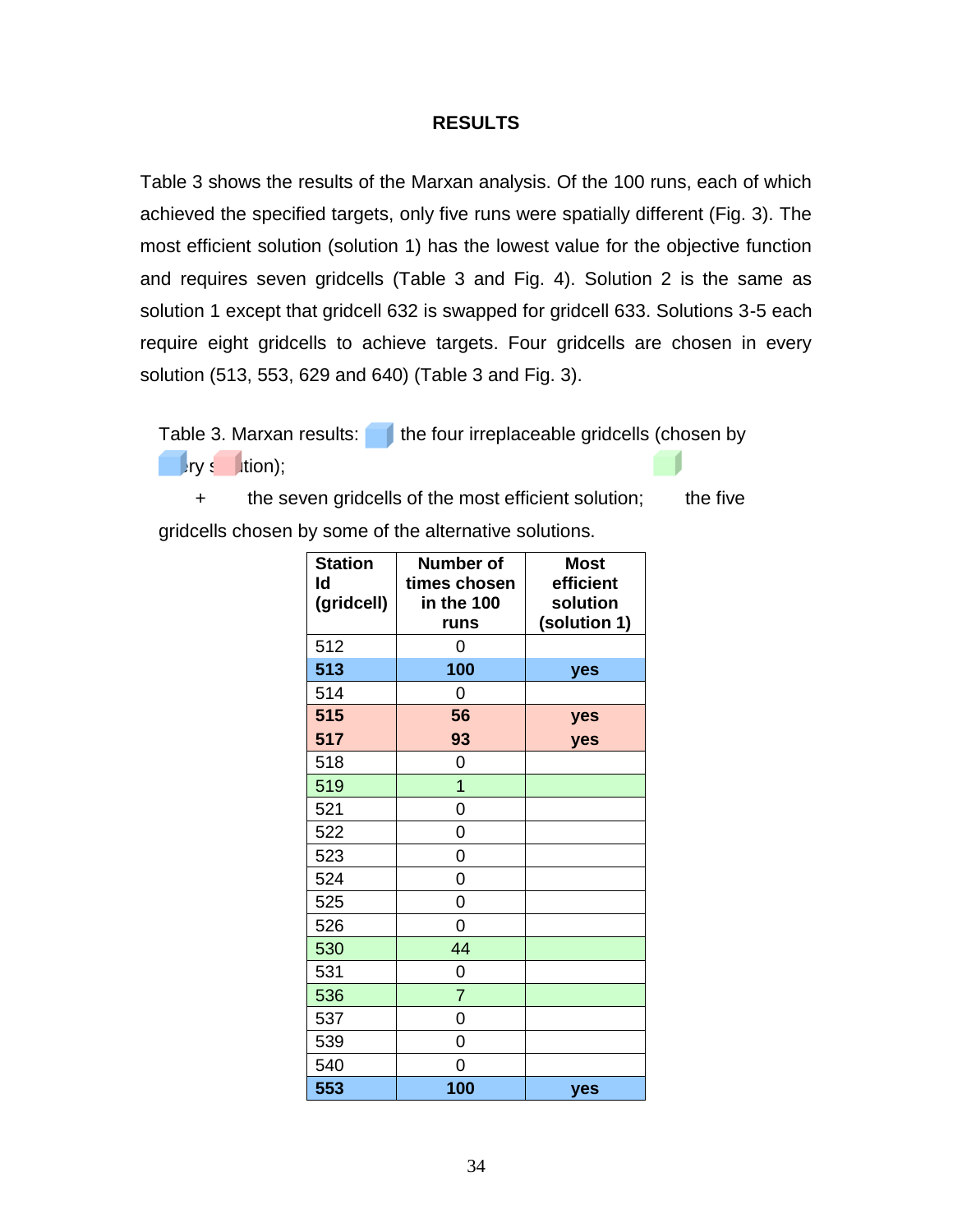**RESULTS**

Table 3 shows the results of the Marxan analysis. Of the 100 runs, each of which achieved the specified targets, only five runs were spatially different (Fig. 3). The most efficient solution (solution 1) has the lowest value for the objective function and requires seven gridcells (Table 3 and Fig. 4). Solution 2 is the same as solution 1 except that gridcell 632 is swapped for gridcell 633. Solutions 3-5 each require eight gridcells to achieve targets. Four gridcells are chosen in every solution (513, 553, 629 and 640) (Table 3 and Fig. 3).

Table 3. Marxan results: the four irreplaceable gridcells (chosen by ry s tion); + the seven gridcells of the most efficient solution; the five gridcells chosen by some of the alternative solutions.

| Station Id (gridcell) | Number of times chosen in the 100 runs | Most efficient solution (solution 1) |
|---|---|---|
| 512 | 0 | |
| **513** | **100** | **yes** |
| 514 | 0 | |
| **515** | **56** | **yes** |
| **517** | **93** | **yes** |
| 518 | 0 | |
| 519 | 1 | |
| 521 | 0 | |
| 522 | 0 | |
| 523 | 0 | |
| 524 | 0 | |
| 525 | 0 | |
| 526 | 0 | |
| 530 | 44 | |
| 531 | 0 | |
| 536 | 7 | |
| 537 | 0 | |
| 539 | 0 | |
| 540 | 0 | |
| **553** | **100** | **yes** |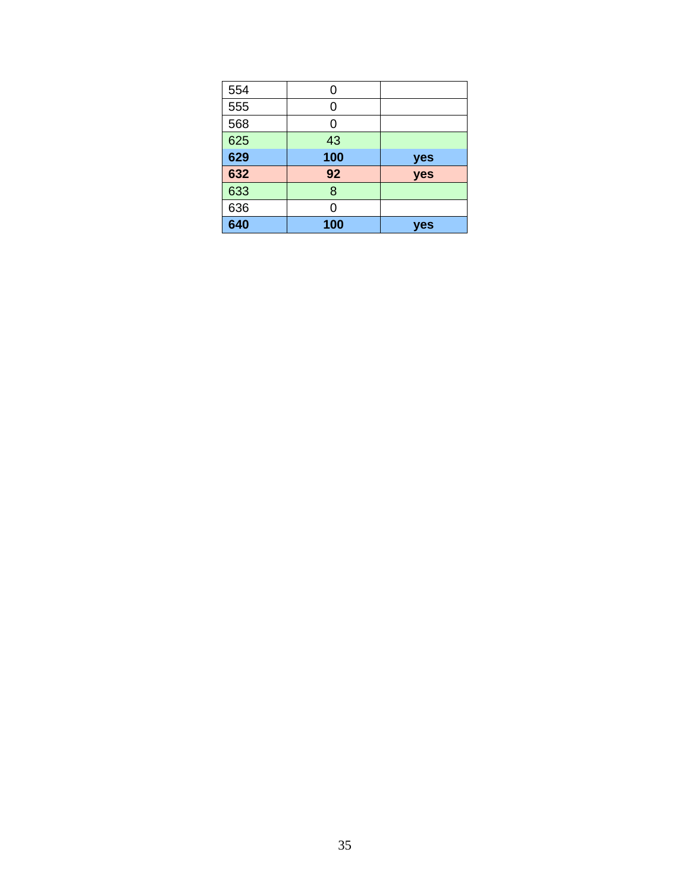| | | |
|---|---|---|
| 554 | 0 | |
| 555 | 0 | |
| 568 | 0 | |
| 625 | 43 | |
| **629** | **100** | **yes** |
| **632** | **92** | **yes** |
| 633 | 8 | |
| 636 | 0 | |
| **640** | **100** | **yes** |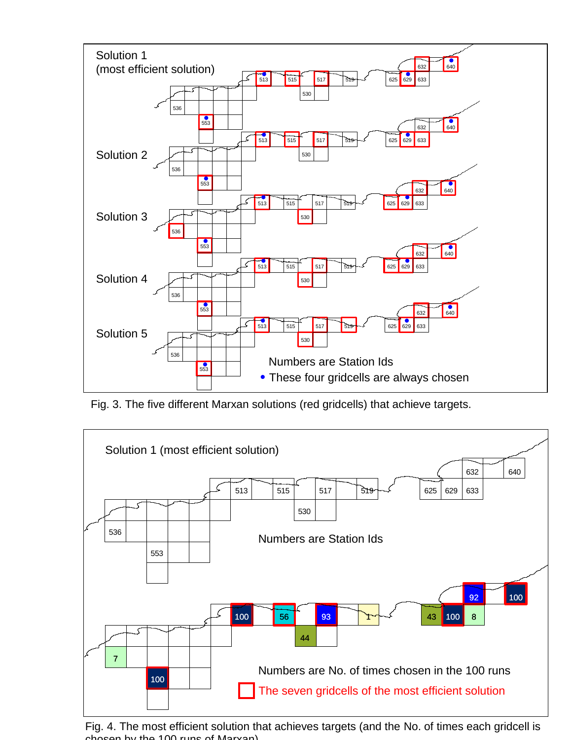Fig. 3. The five different Marxan solutions (red gridcells) that achieve targets.

Fig. 4. The most efficient solution that achieves targets (and the No. of times each gridcell is chosen by the 100 runs of Marxan).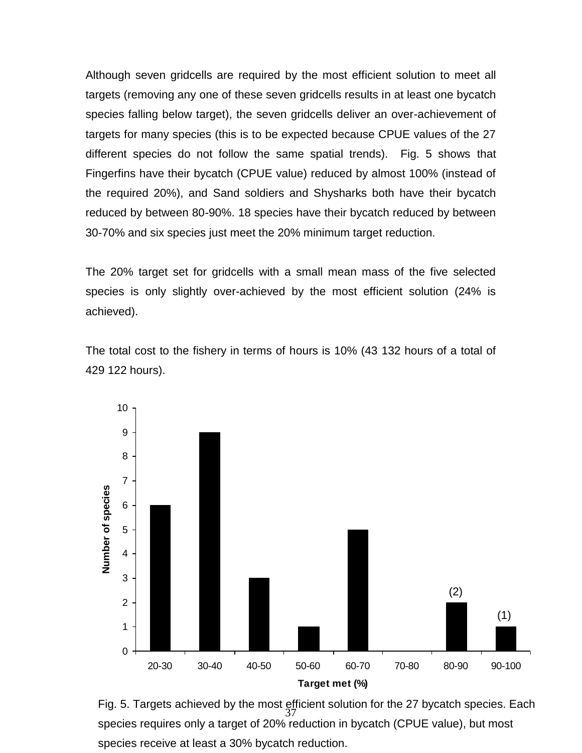Although seven gridcells are required by the most efficient solution to meet all targets (removing any one of these seven gridcells results in at least one bycatch species falling below target), the seven gridcells deliver an over-achievement of targets for many species (this is to be expected because CPUE values of the 27 different species do not follow the same spatial trends). Fig. 5 shows that Fingerfins have their bycatch (CPUE value) reduced by almost 100% (instead of the required 20%), and Sand soldiers and Shysharks both have their bycatch reduced by between 80-90%. 18 species have their bycatch reduced by between 30-70% and six species just meet the 20% minimum target reduction.

The 20% target set for gridcells with a small mean mass of the five selected species is only slightly over-achieved by the most efficient solution (24% is achieved).

The total cost to the fishery in terms of hours is 10% (43 132 hours of a total of 429 122 hours).

| Target met (%) | Number of species |
|---|---|
| 20-30 | 6 |
| 30-40 | 9 |
| 40-50 | 3 |
| 50-60 | 1 |
| 60-70 | 5 |
| 70-80 | 0 |
| 80-90 | 2 (2) |
| 90-100 | 1 (1) |

Fig. 5. Targets achieved by the most efficient solution for the 27 bycatch species. Each species requires only a target of 20% reduction in bycatch (CPUE value), but most species receive at least a 30% bycatch reduction.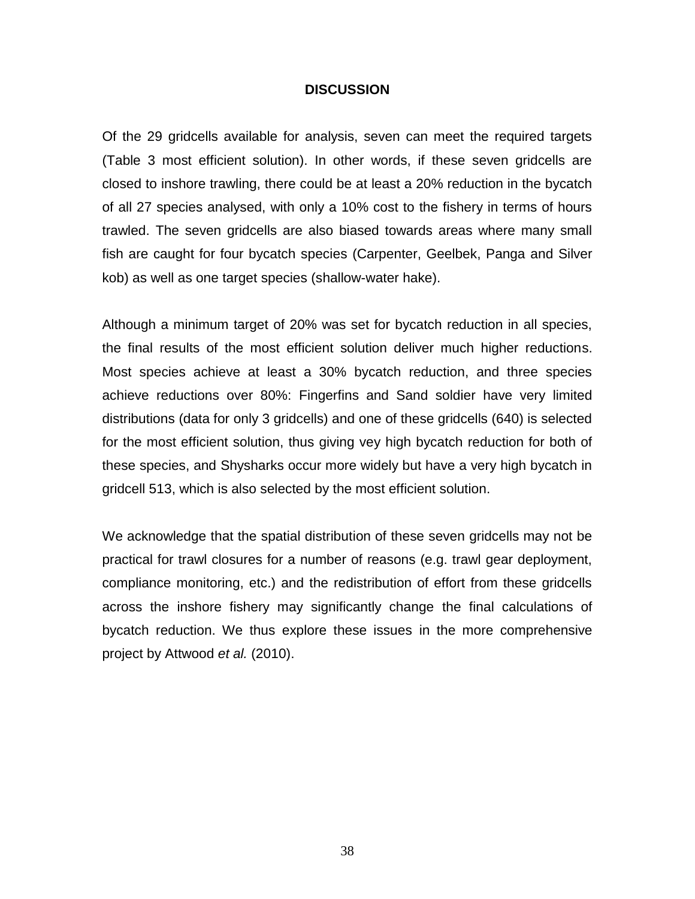## DISCUSSION

Of the 29 gridcells available for analysis, seven can meet the required targets (Table 3 most efficient solution). In other words, if these seven gridcells are closed to inshore trawling, there could be at least a 20% reduction in the bycatch of all 27 species analysed, with only a 10% cost to the fishery in terms of hours trawled. The seven gridcells are also biased towards areas where many small fish are caught for four bycatch species (Carpenter, Geelbek, Panga and Silver kob) as well as one target species (shallow-water hake).

Although a minimum target of 20% was set for bycatch reduction in all species, the final results of the most efficient solution deliver much higher reductions. Most species achieve at least a 30% bycatch reduction, and three species achieve reductions over 80%: Fingerfins and Sand soldier have very limited distributions (data for only 3 gridcells) and one of these gridcells (640) is selected for the most efficient solution, thus giving vey high bycatch reduction for both of these species, and Shysharks occur more widely but have a very high bycatch in gridcell 513, which is also selected by the most efficient solution.

We acknowledge that the spatial distribution of these seven gridcells may not be practical for trawl closures for a number of reasons (e.g. trawl gear deployment, compliance monitoring, etc.) and the redistribution of effort from these gridcells across the inshore fishery may significantly change the final calculations of bycatch reduction. We thus explore these issues in the more comprehensive project by Attwood *et al.* (2010).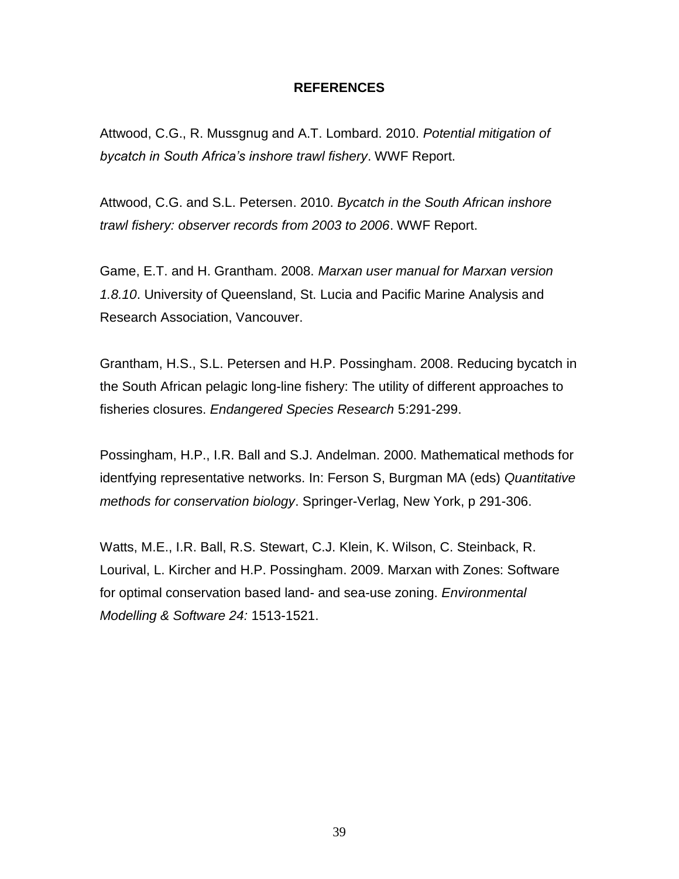# REFERENCES

Attwood, C.G., R. Mussgnug and A.T. Lombard. 2010. *Potential mitigation of bycatch in South Africa's inshore trawl fishery*. WWF Report.

Attwood, C.G. and S.L. Petersen. 2010. *Bycatch in the South African inshore trawl fishery: observer records from 2003 to 2006*. WWF Report.

Game, E.T. and H. Grantham. 2008. *Marxan user manual for Marxan version 1.8.10*. University of Queensland, St. Lucia and Pacific Marine Analysis and Research Association, Vancouver.

Grantham, H.S., S.L. Petersen and H.P. Possingham. 2008. Reducing bycatch in the South African pelagic long-line fishery: The utility of different approaches to fisheries closures. *Endangered Species Research* 5:291-299.

Possingham, H.P., I.R. Ball and S.J. Andelman. 2000. Mathematical methods for identfying representative networks. In: Ferson S, Burgman MA (eds) *Quantitative methods for conservation biology*. Springer-Verlag, New York, p 291-306.

Watts, M.E., I.R. Ball, R.S. Stewart, C.J. Klein, K. Wilson, C. Steinback, R. Lourival, L. Kircher and H.P. Possingham. 2009. Marxan with Zones: Software for optimal conservation based land- and sea-use zoning. *Environmental Modelling & Software 24:* 1513-1521.